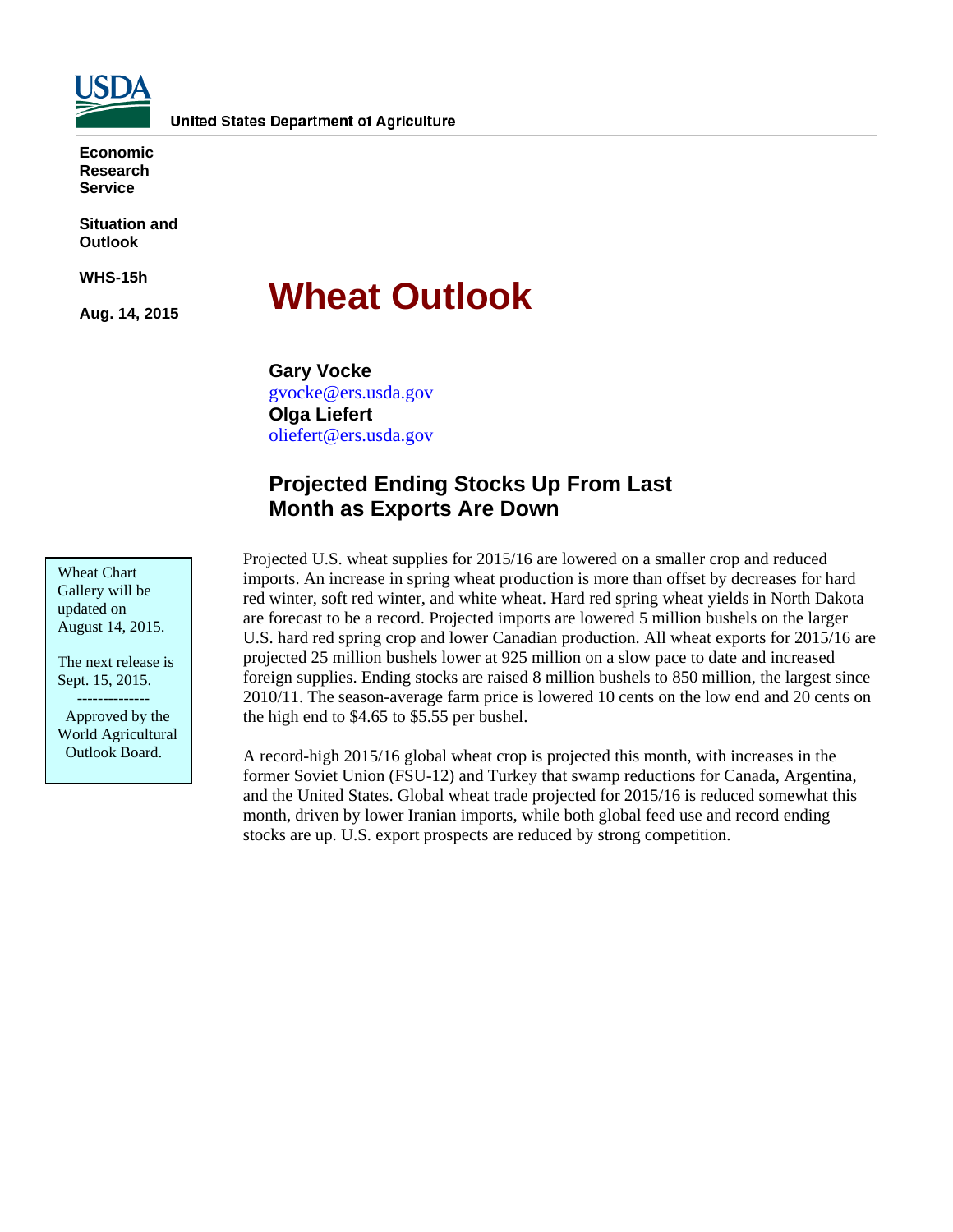United States Department of Agriculture

**Economic Research Service**

**Situation and Outlook**

**WHS-15h**

**Aug. 14, 2015**

# Wheat Outlook

**Gary Vocke**
gvocke@ers.usda.gov
**Olga Liefert**
oliefert@ers.usda.gov

## Projected Ending Stocks Up From Last Month as Exports Are Down

Wheat Chart Gallery will be updated on August 14, 2015.

The next release is Sept. 15, 2015.

--------------

Approved by the World Agricultural Outlook Board.

Projected U.S. wheat supplies for 2015/16 are lowered on a smaller crop and reduced imports. An increase in spring wheat production is more than offset by decreases for hard red winter, soft red winter, and white wheat. Hard red spring wheat yields in North Dakota are forecast to be a record. Projected imports are lowered 5 million bushels on the larger U.S. hard red spring crop and lower Canadian production. All wheat exports for 2015/16 are projected 25 million bushels lower at 925 million on a slow pace to date and increased foreign supplies. Ending stocks are raised 8 million bushels to 850 million, the largest since 2010/11. The season-average farm price is lowered 10 cents on the low end and 20 cents on the high end to $4.65 to $5.55 per bushel.

A record-high 2015/16 global wheat crop is projected this month, with increases in the former Soviet Union (FSU-12) and Turkey that swamp reductions for Canada, Argentina, and the United States. Global wheat trade projected for 2015/16 is reduced somewhat this month, driven by lower Iranian imports, while both global feed use and record ending stocks are up. U.S. export prospects are reduced by strong competition.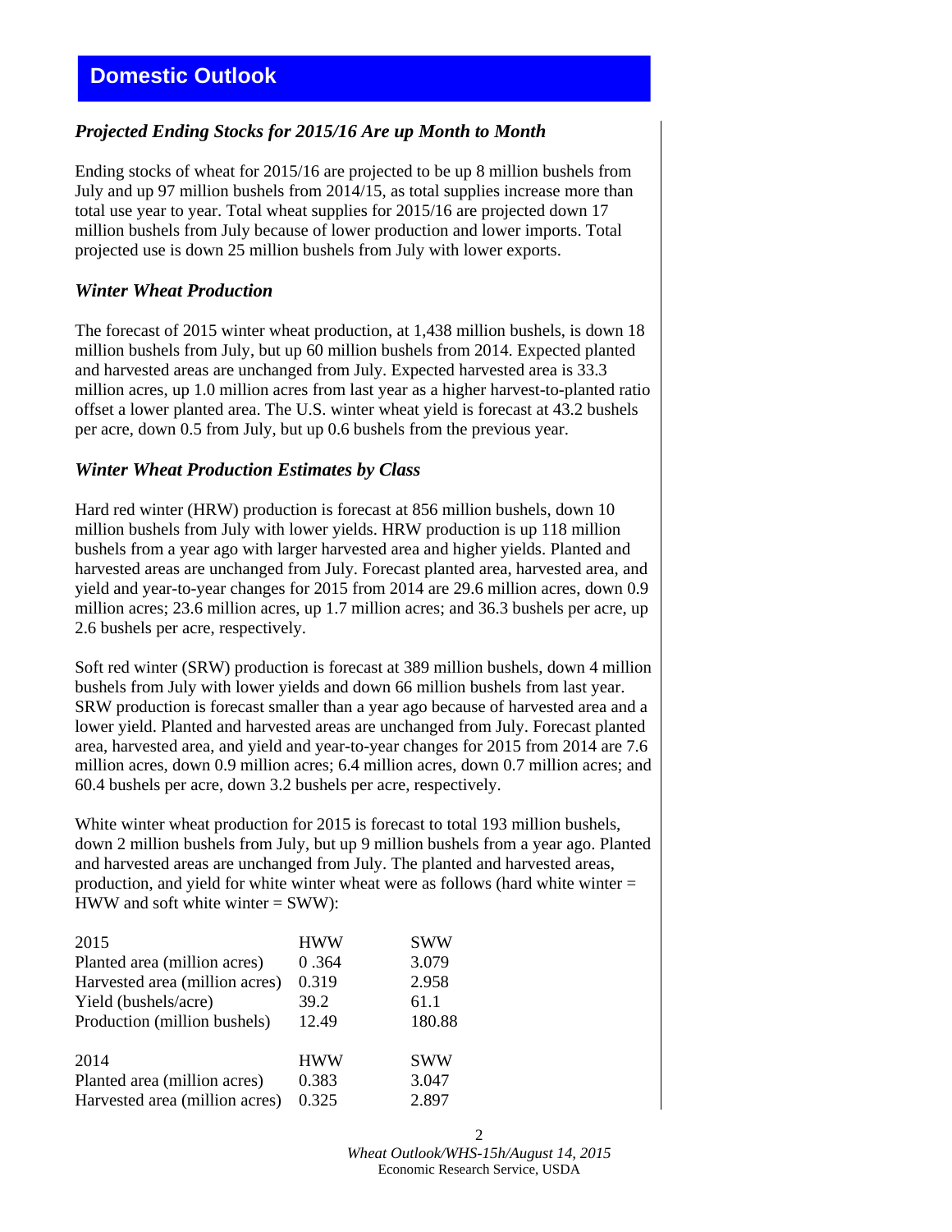## Domestic Outlook

### *Projected Ending Stocks for 2015/16 Are up Month to Month*

Ending stocks of wheat for 2015/16 are projected to be up 8 million bushels from July and up 97 million bushels from 2014/15, as total supplies increase more than total use year to year. Total wheat supplies for 2015/16 are projected down 17 million bushels from July because of lower production and lower imports. Total projected use is down 25 million bushels from July with lower exports.

### *Winter Wheat Production*

The forecast of 2015 winter wheat production, at 1,438 million bushels, is down 18 million bushels from July, but up 60 million bushels from 2014. Expected planted and harvested areas are unchanged from July. Expected harvested area is 33.3 million acres, up 1.0 million acres from last year as a higher harvest-to-planted ratio offset a lower planted area. The U.S. winter wheat yield is forecast at 43.2 bushels per acre, down 0.5 from July, but up 0.6 bushels from the previous year.

### *Winter Wheat Production Estimates by Class*

Hard red winter (HRW) production is forecast at 856 million bushels, down 10 million bushels from July with lower yields. HRW production is up 118 million bushels from a year ago with larger harvested area and higher yields. Planted and harvested areas are unchanged from July. Forecast planted area, harvested area, and yield and year-to-year changes for 2015 from 2014 are 29.6 million acres, down 0.9 million acres; 23.6 million acres, up 1.7 million acres; and 36.3 bushels per acre, up 2.6 bushels per acre, respectively.

Soft red winter (SRW) production is forecast at 389 million bushels, down 4 million bushels from July with lower yields and down 66 million bushels from last year. SRW production is forecast smaller than a year ago because of harvested area and a lower yield. Planted and harvested areas are unchanged from July. Forecast planted area, harvested area, and yield and year-to-year changes for 2015 from 2014 are 7.6 million acres, down 0.9 million acres; 6.4 million acres, down 0.7 million acres; and 60.4 bushels per acre, down 3.2 bushels per acre, respectively.

White winter wheat production for 2015 is forecast to total 193 million bushels, down 2 million bushels from July, but up 9 million bushels from a year ago. Planted and harvested areas are unchanged from July. The planted and harvested areas, production, and yield for white winter wheat were as follows (hard white winter = HWW and soft white winter = SWW):

| 2015 | HWW | SWW |
|---|---|---|
| Planted area (million acres) | 0 .364 | 3.079 |
| Harvested area (million acres) | 0.319 | 2.958 |
| Yield (bushels/acre) | 39.2 | 61.1 |
| Production (million bushels) | 12.49 | 180.88 |
| | | |
| **2014** | **HWW** | **SWW** |
| Planted area (million acres) | 0.383 | 3.047 |
| Harvested area (million acres) | 0.325 | 2.897 |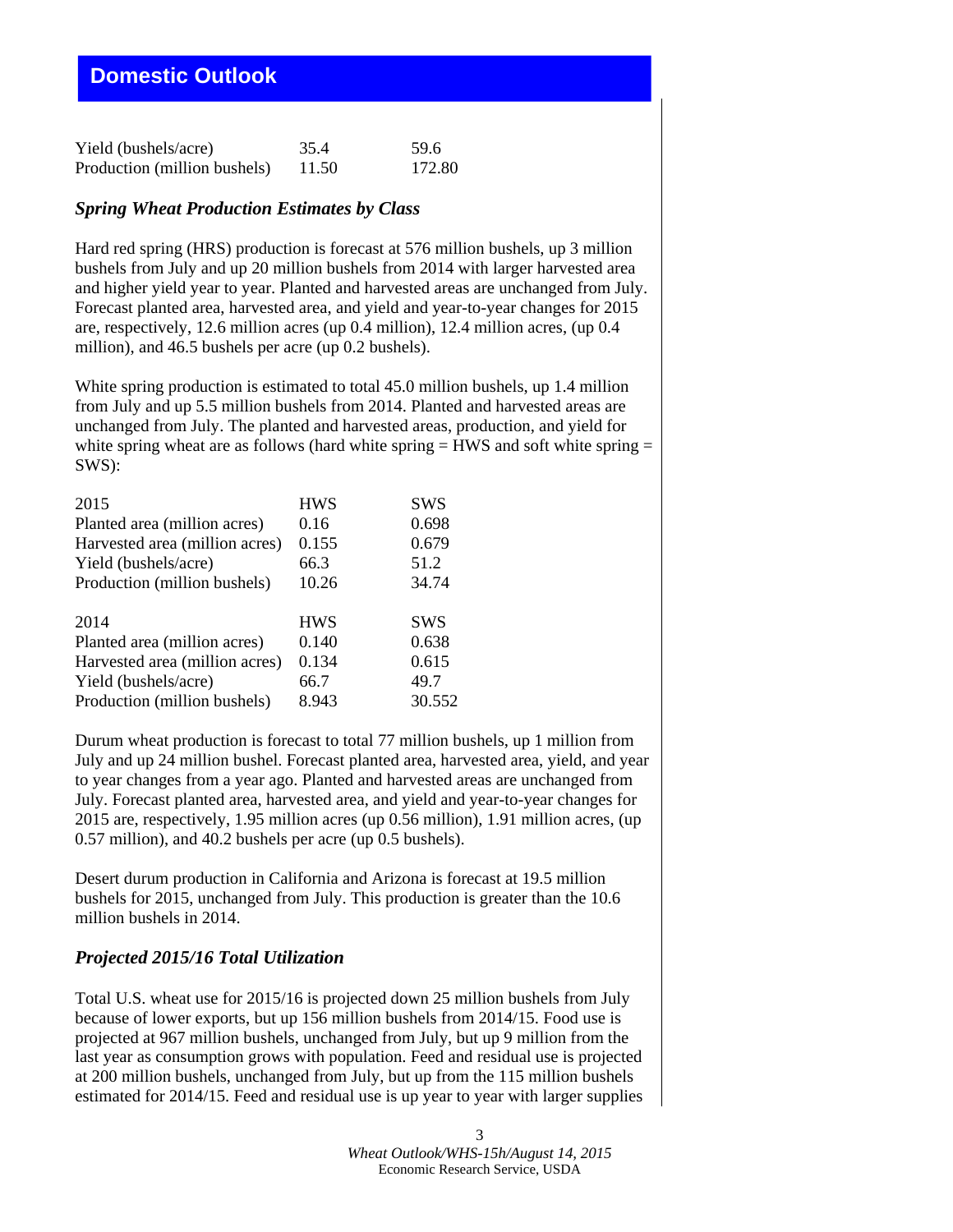## Domestic Outlook

| | | |
|---|---|---|
| Yield (bushels/acre) | 35.4 | 59.6 |
| Production (million bushels) | 11.50 | 172.80 |

### *Spring Wheat Production Estimates by Class*

Hard red spring (HRS) production is forecast at 576 million bushels, up 3 million bushels from July and up 20 million bushels from 2014 with larger harvested area and higher yield year to year. Planted and harvested areas are unchanged from July. Forecast planted area, harvested area, and yield and year-to-year changes for 2015 are, respectively, 12.6 million acres (up 0.4 million), 12.4 million acres, (up 0.4 million), and 46.5 bushels per acre (up 0.2 bushels).

White spring production is estimated to total 45.0 million bushels, up 1.4 million from July and up 5.5 million bushels from 2014. Planted and harvested areas are unchanged from July. The planted and harvested areas, production, and yield for white spring wheat are as follows (hard white spring = HWS and soft white spring = SWS):

| 2015 | HWS | SWS |
|---|---|---|
| Planted area (million acres) | 0.16 | 0.698 |
| Harvested area (million acres) | 0.155 | 0.679 |
| Yield (bushels/acre) | 66.3 | 51.2 |
| Production (million bushels) | 10.26 | 34.74 |

| 2014 | HWS | SWS |
|---|---|---|
| Planted area (million acres) | 0.140 | 0.638 |
| Harvested area (million acres) | 0.134 | 0.615 |
| Yield (bushels/acre) | 66.7 | 49.7 |
| Production (million bushels) | 8.943 | 30.552 |

Durum wheat production is forecast to total 77 million bushels, up 1 million from July and up 24 million bushel. Forecast planted area, harvested area, yield, and year to year changes from a year ago. Planted and harvested areas are unchanged from July. Forecast planted area, harvested area, and yield and year-to-year changes for 2015 are, respectively, 1.95 million acres (up 0.56 million), 1.91 million acres, (up 0.57 million), and 40.2 bushels per acre (up 0.5 bushels).

Desert durum production in California and Arizona is forecast at 19.5 million bushels for 2015, unchanged from July. This production is greater than the 10.6 million bushels in 2014.

### *Projected 2015/16 Total Utilization*

Total U.S. wheat use for 2015/16 is projected down 25 million bushels from July because of lower exports, but up 156 million bushels from 2014/15. Food use is projected at 967 million bushels, unchanged from July, but up 9 million from the last year as consumption grows with population. Feed and residual use is projected at 200 million bushels, unchanged from July, but up from the 115 million bushels estimated for 2014/15. Feed and residual use is up year to year with larger supplies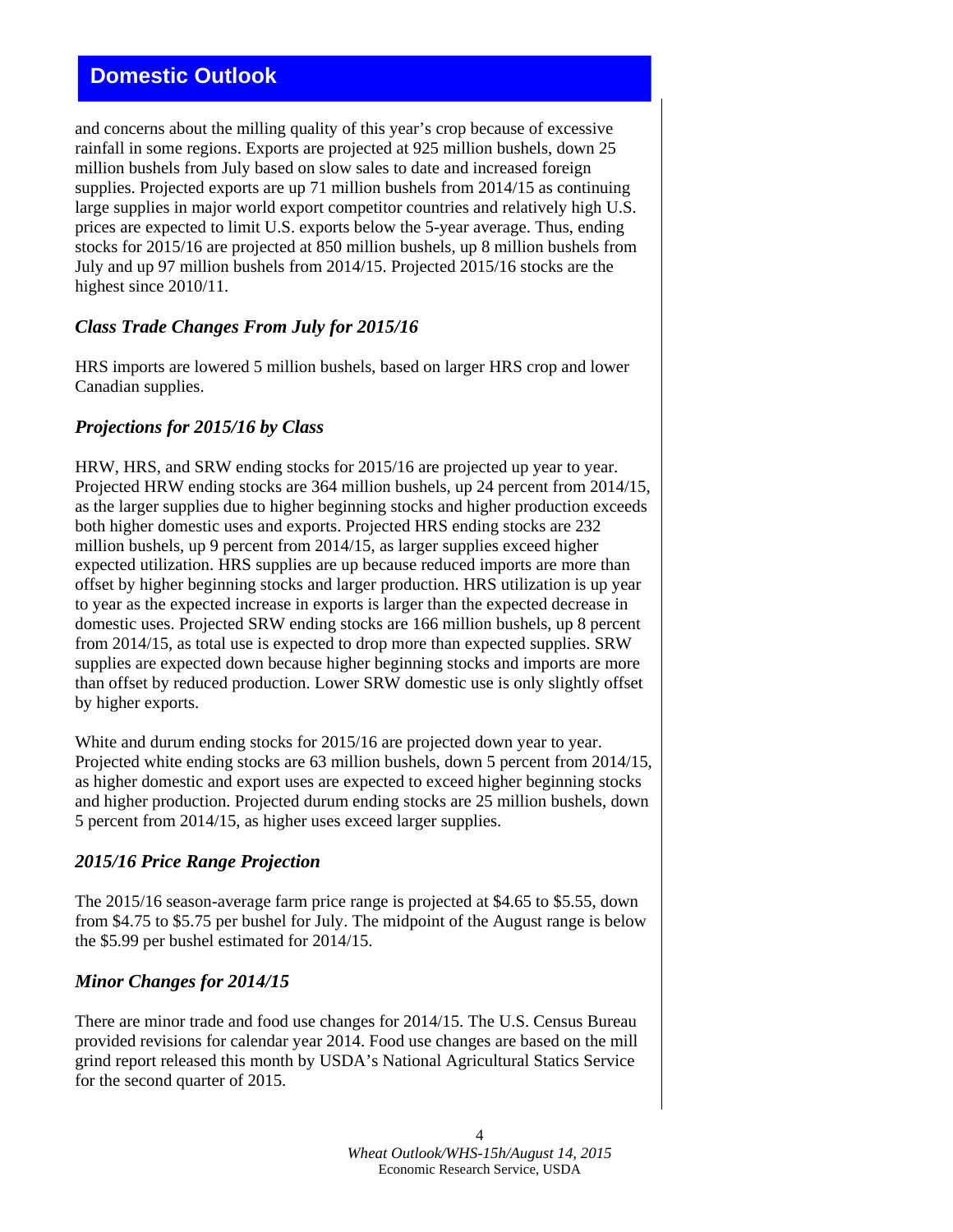## Domestic Outlook

and concerns about the milling quality of this year's crop because of excessive rainfall in some regions. Exports are projected at 925 million bushels, down 25 million bushels from July based on slow sales to date and increased foreign supplies. Projected exports are up 71 million bushels from 2014/15 as continuing large supplies in major world export competitor countries and relatively high U.S. prices are expected to limit U.S. exports below the 5-year average. Thus, ending stocks for 2015/16 are projected at 850 million bushels, up 8 million bushels from July and up 97 million bushels from 2014/15. Projected 2015/16 stocks are the highest since 2010/11.

### *Class Trade Changes From July for 2015/16*

HRS imports are lowered 5 million bushels, based on larger HRS crop and lower Canadian supplies.

### *Projections for 2015/16 by Class*

HRW, HRS, and SRW ending stocks for 2015/16 are projected up year to year. Projected HRW ending stocks are 364 million bushels, up 24 percent from 2014/15, as the larger supplies due to higher beginning stocks and higher production exceeds both higher domestic uses and exports. Projected HRS ending stocks are 232 million bushels, up 9 percent from 2014/15, as larger supplies exceed higher expected utilization. HRS supplies are up because reduced imports are more than offset by higher beginning stocks and larger production. HRS utilization is up year to year as the expected increase in exports is larger than the expected decrease in domestic uses. Projected SRW ending stocks are 166 million bushels, up 8 percent from 2014/15, as total use is expected to drop more than expected supplies. SRW supplies are expected down because higher beginning stocks and imports are more than offset by reduced production. Lower SRW domestic use is only slightly offset by higher exports.

White and durum ending stocks for 2015/16 are projected down year to year. Projected white ending stocks are 63 million bushels, down 5 percent from 2014/15, as higher domestic and export uses are expected to exceed higher beginning stocks and higher production. Projected durum ending stocks are 25 million bushels, down 5 percent from 2014/15, as higher uses exceed larger supplies.

### *2015/16 Price Range Projection*

The 2015/16 season-average farm price range is projected at $4.65 to $5.55, down from $4.75 to $5.75 per bushel for July. The midpoint of the August range is below the $5.99 per bushel estimated for 2014/15.

### *Minor Changes for 2014/15*

There are minor trade and food use changes for 2014/15. The U.S. Census Bureau provided revisions for calendar year 2014. Food use changes are based on the mill grind report released this month by USDA's National Agricultural Statics Service for the second quarter of 2015.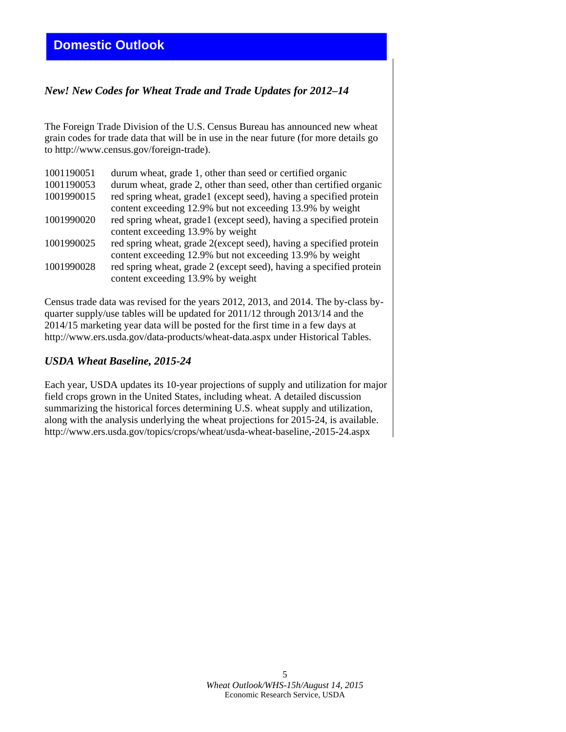## Domestic Outlook

### *New! New Codes for Wheat Trade and Trade Updates for 2012–14*

The Foreign Trade Division of the U.S. Census Bureau has announced new wheat grain codes for trade data that will be in use in the near future (for more details go to http://www.census.gov/foreign-trade).

| | |
|---|---|
| 1001190051 | durum wheat, grade 1, other than seed or certified organic |
| 1001190053 | durum wheat, grade 2, other than seed, other than certified organic |
| 1001990015 | red spring wheat, grade1 (except seed), having a specified protein content exceeding 12.9% but not exceeding 13.9% by weight |
| 1001990020 | red spring wheat, grade1 (except seed), having a specified protein content exceeding 13.9% by weight |
| 1001990025 | red spring wheat, grade 2(except seed), having a specified protein content exceeding 12.9% but not exceeding 13.9% by weight |
| 1001990028 | red spring wheat, grade 2 (except seed), having a specified protein content exceeding 13.9% by weight |

Census trade data was revised for the years 2012, 2013, and 2014. The by-class by-quarter supply/use tables will be updated for 2011/12 through 2013/14 and the 2014/15 marketing year data will be posted for the first time in a few days at http://www.ers.usda.gov/data-products/wheat-data.aspx under Historical Tables.

### *USDA Wheat Baseline, 2015-24*

Each year, USDA updates its 10-year projections of supply and utilization for major field crops grown in the United States, including wheat. A detailed discussion summarizing the historical forces determining U.S. wheat supply and utilization, along with the analysis underlying the wheat projections for 2015-24, is available. http://www.ers.usda.gov/topics/crops/wheat/usda-wheat-baseline,-2015-24.aspx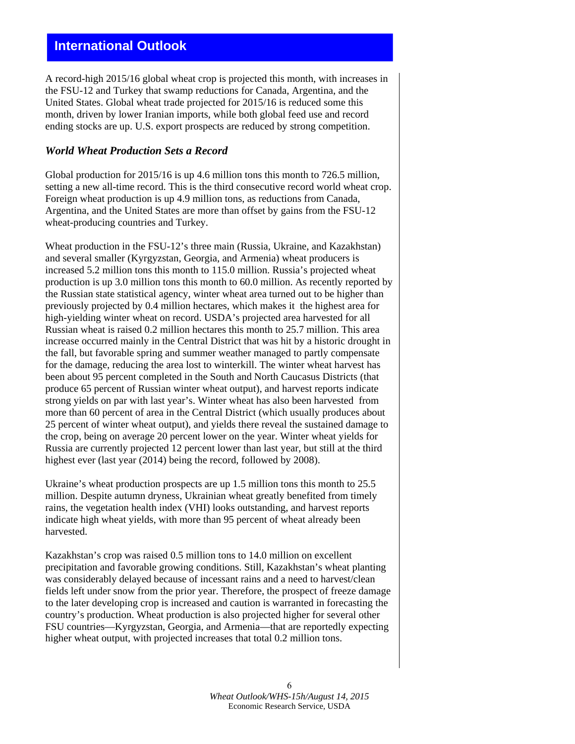# International Outlook

A record-high 2015/16 global wheat crop is projected this month, with increases in the FSU-12 and Turkey that swamp reductions for Canada, Argentina, and the United States. Global wheat trade projected for 2015/16 is reduced some this month, driven by lower Iranian imports, while both global feed use and record ending stocks are up. U.S. export prospects are reduced by strong competition.

### *World Wheat Production Sets a Record*

Global production for 2015/16 is up 4.6 million tons this month to 726.5 million, setting a new all-time record. This is the third consecutive record world wheat crop. Foreign wheat production is up 4.9 million tons, as reductions from Canada, Argentina, and the United States are more than offset by gains from the FSU-12 wheat-producing countries and Turkey.

Wheat production in the FSU-12's three main (Russia, Ukraine, and Kazakhstan) and several smaller (Kyrgyzstan, Georgia, and Armenia) wheat producers is increased 5.2 million tons this month to 115.0 million. Russia's projected wheat production is up 3.0 million tons this month to 60.0 million. As recently reported by the Russian state statistical agency, winter wheat area turned out to be higher than previously projected by 0.4 million hectares, which makes it the highest area for high-yielding winter wheat on record. USDA's projected area harvested for all Russian wheat is raised 0.2 million hectares this month to 25.7 million. This area increase occurred mainly in the Central District that was hit by a historic drought in the fall, but favorable spring and summer weather managed to partly compensate for the damage, reducing the area lost to winterkill. The winter wheat harvest has been about 95 percent completed in the South and North Caucasus Districts (that produce 65 percent of Russian winter wheat output), and harvest reports indicate strong yields on par with last year's. Winter wheat has also been harvested from more than 60 percent of area in the Central District (which usually produces about 25 percent of winter wheat output), and yields there reveal the sustained damage to the crop, being on average 20 percent lower on the year. Winter wheat yields for Russia are currently projected 12 percent lower than last year, but still at the third highest ever (last year (2014) being the record, followed by 2008).

Ukraine's wheat production prospects are up 1.5 million tons this month to 25.5 million. Despite autumn dryness, Ukrainian wheat greatly benefited from timely rains, the vegetation health index (VHI) looks outstanding, and harvest reports indicate high wheat yields, with more than 95 percent of wheat already been harvested.

Kazakhstan's crop was raised 0.5 million tons to 14.0 million on excellent precipitation and favorable growing conditions. Still, Kazakhstan's wheat planting was considerably delayed because of incessant rains and a need to harvest/clean fields left under snow from the prior year. Therefore, the prospect of freeze damage to the later developing crop is increased and caution is warranted in forecasting the country's production. Wheat production is also projected higher for several other FSU countries—Kyrgyzstan, Georgia, and Armenia—that are reportedly expecting higher wheat output, with projected increases that total 0.2 million tons.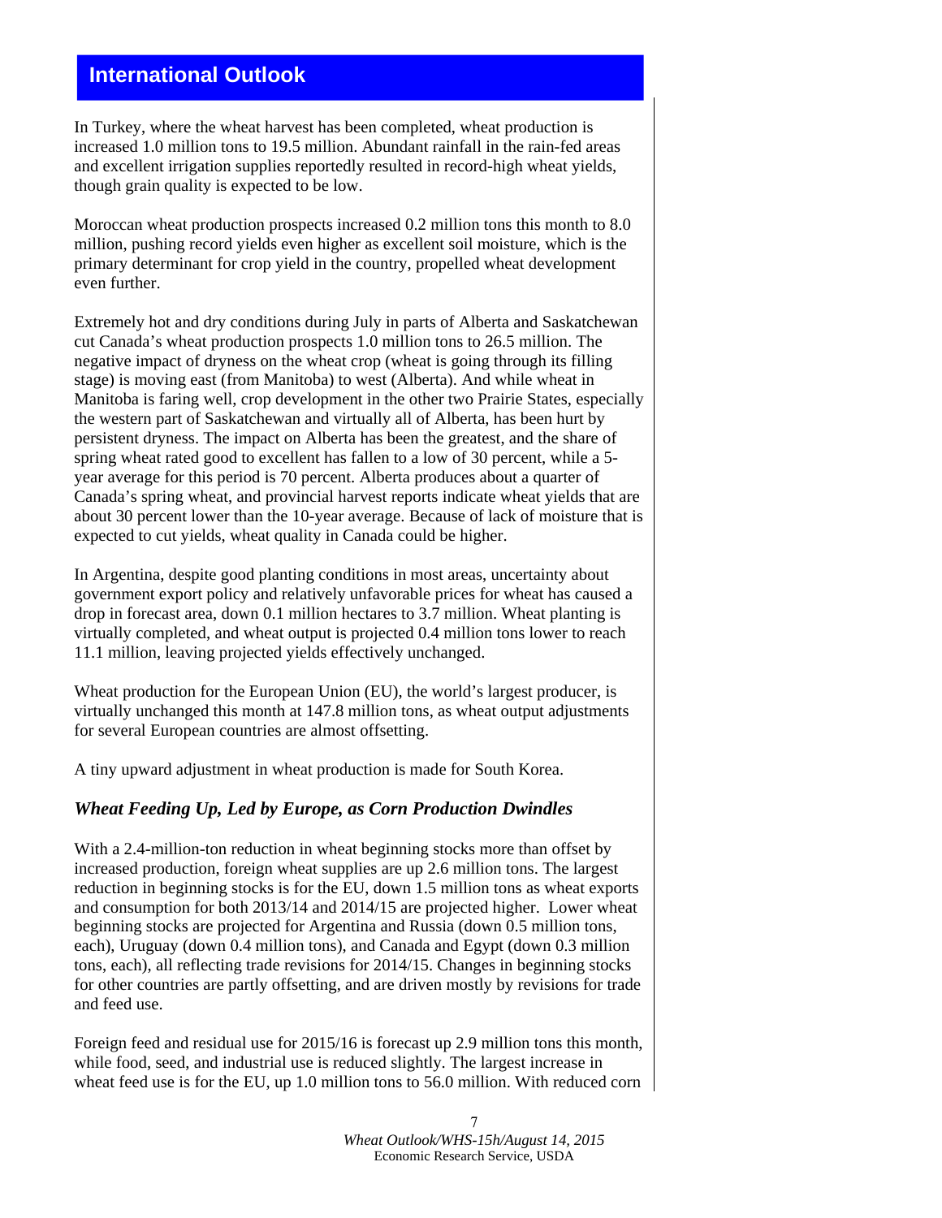## International Outlook

In Turkey, where the wheat harvest has been completed, wheat production is increased 1.0 million tons to 19.5 million. Abundant rainfall in the rain-fed areas and excellent irrigation supplies reportedly resulted in record-high wheat yields, though grain quality is expected to be low.

Moroccan wheat production prospects increased 0.2 million tons this month to 8.0 million, pushing record yields even higher as excellent soil moisture, which is the primary determinant for crop yield in the country, propelled wheat development even further.

Extremely hot and dry conditions during July in parts of Alberta and Saskatchewan cut Canada's wheat production prospects 1.0 million tons to 26.5 million. The negative impact of dryness on the wheat crop (wheat is going through its filling stage) is moving east (from Manitoba) to west (Alberta). And while wheat in Manitoba is faring well, crop development in the other two Prairie States, especially the western part of Saskatchewan and virtually all of Alberta, has been hurt by persistent dryness. The impact on Alberta has been the greatest, and the share of spring wheat rated good to excellent has fallen to a low of 30 percent, while a 5-year average for this period is 70 percent. Alberta produces about a quarter of Canada's spring wheat, and provincial harvest reports indicate wheat yields that are about 30 percent lower than the 10-year average. Because of lack of moisture that is expected to cut yields, wheat quality in Canada could be higher.

In Argentina, despite good planting conditions in most areas, uncertainty about government export policy and relatively unfavorable prices for wheat has caused a drop in forecast area, down 0.1 million hectares to 3.7 million. Wheat planting is virtually completed, and wheat output is projected 0.4 million tons lower to reach 11.1 million, leaving projected yields effectively unchanged.

Wheat production for the European Union (EU), the world's largest producer, is virtually unchanged this month at 147.8 million tons, as wheat output adjustments for several European countries are almost offsetting.

A tiny upward adjustment in wheat production is made for South Korea.

### *Wheat Feeding Up, Led by Europe, as Corn Production Dwindles*

With a 2.4-million-ton reduction in wheat beginning stocks more than offset by increased production, foreign wheat supplies are up 2.6 million tons. The largest reduction in beginning stocks is for the EU, down 1.5 million tons as wheat exports and consumption for both 2013/14 and 2014/15 are projected higher. Lower wheat beginning stocks are projected for Argentina and Russia (down 0.5 million tons, each), Uruguay (down 0.4 million tons), and Canada and Egypt (down 0.3 million tons, each), all reflecting trade revisions for 2014/15. Changes in beginning stocks for other countries are partly offsetting, and are driven mostly by revisions for trade and feed use.

Foreign feed and residual use for 2015/16 is forecast up 2.9 million tons this month, while food, seed, and industrial use is reduced slightly. The largest increase in wheat feed use is for the EU, up 1.0 million tons to 56.0 million. With reduced corn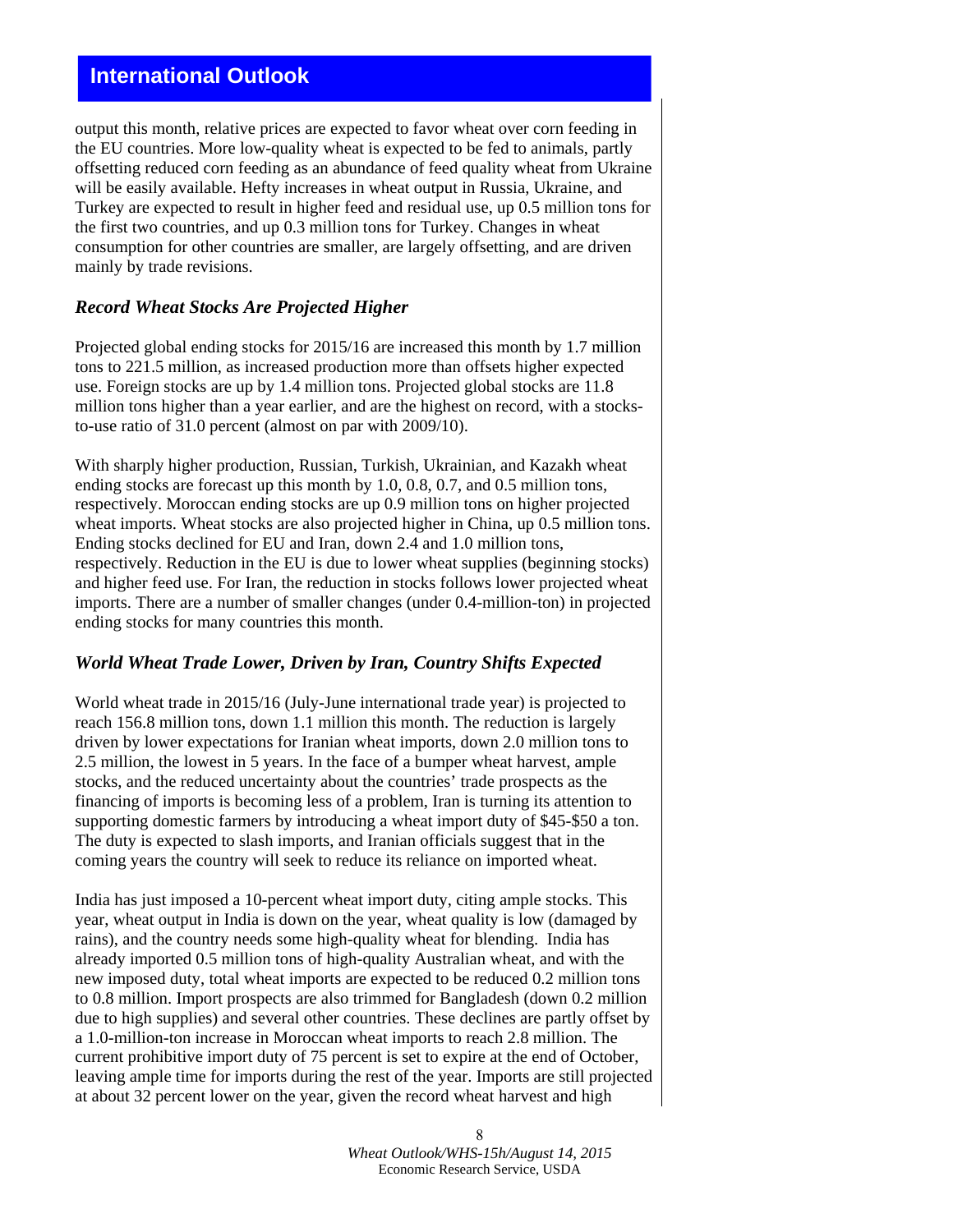## International Outlook

output this month, relative prices are expected to favor wheat over corn feeding in the EU countries. More low-quality wheat is expected to be fed to animals, partly offsetting reduced corn feeding as an abundance of feed quality wheat from Ukraine will be easily available. Hefty increases in wheat output in Russia, Ukraine, and Turkey are expected to result in higher feed and residual use, up 0.5 million tons for the first two countries, and up 0.3 million tons for Turkey. Changes in wheat consumption for other countries are smaller, are largely offsetting, and are driven mainly by trade revisions.

### *Record Wheat Stocks Are Projected Higher*

Projected global ending stocks for 2015/16 are increased this month by 1.7 million tons to 221.5 million, as increased production more than offsets higher expected use. Foreign stocks are up by 1.4 million tons. Projected global stocks are 11.8 million tons higher than a year earlier, and are the highest on record, with a stocks-to-use ratio of 31.0 percent (almost on par with 2009/10).

With sharply higher production, Russian, Turkish, Ukrainian, and Kazakh wheat ending stocks are forecast up this month by 1.0, 0.8, 0.7, and 0.5 million tons, respectively. Moroccan ending stocks are up 0.9 million tons on higher projected wheat imports. Wheat stocks are also projected higher in China, up 0.5 million tons. Ending stocks declined for EU and Iran, down 2.4 and 1.0 million tons, respectively. Reduction in the EU is due to lower wheat supplies (beginning stocks) and higher feed use. For Iran, the reduction in stocks follows lower projected wheat imports. There are a number of smaller changes (under 0.4-million-ton) in projected ending stocks for many countries this month.

### *World Wheat Trade Lower, Driven by Iran, Country Shifts Expected*

World wheat trade in 2015/16 (July-June international trade year) is projected to reach 156.8 million tons, down 1.1 million this month. The reduction is largely driven by lower expectations for Iranian wheat imports, down 2.0 million tons to 2.5 million, the lowest in 5 years. In the face of a bumper wheat harvest, ample stocks, and the reduced uncertainty about the countries' trade prospects as the financing of imports is becoming less of a problem, Iran is turning its attention to supporting domestic farmers by introducing a wheat import duty of $45-$50 a ton. The duty is expected to slash imports, and Iranian officials suggest that in the coming years the country will seek to reduce its reliance on imported wheat.

India has just imposed a 10-percent wheat import duty, citing ample stocks. This year, wheat output in India is down on the year, wheat quality is low (damaged by rains), and the country needs some high-quality wheat for blending. India has already imported 0.5 million tons of high-quality Australian wheat, and with the new imposed duty, total wheat imports are expected to be reduced 0.2 million tons to 0.8 million. Import prospects are also trimmed for Bangladesh (down 0.2 million due to high supplies) and several other countries. These declines are partly offset by a 1.0-million-ton increase in Moroccan wheat imports to reach 2.8 million. The current prohibitive import duty of 75 percent is set to expire at the end of October, leaving ample time for imports during the rest of the year. Imports are still projected at about 32 percent lower on the year, given the record wheat harvest and high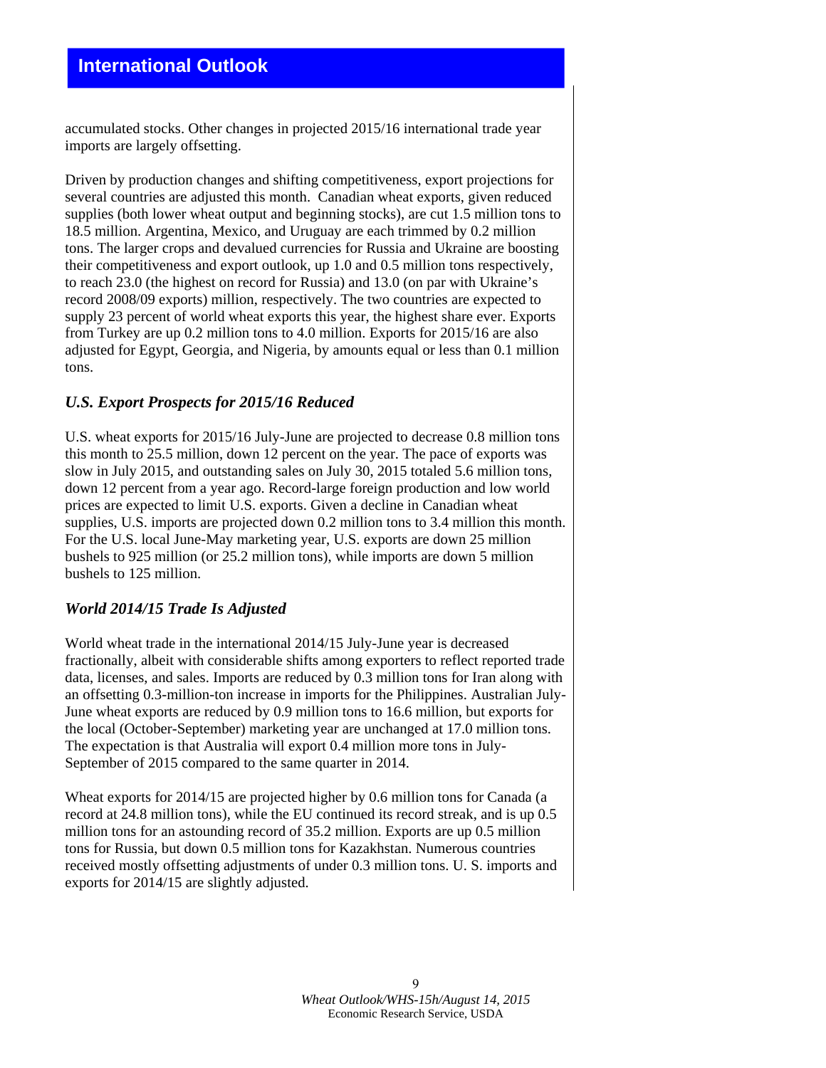accumulated stocks. Other changes in projected 2015/16 international trade year imports are largely offsetting.

Driven by production changes and shifting competitiveness, export projections for several countries are adjusted this month. Canadian wheat exports, given reduced supplies (both lower wheat output and beginning stocks), are cut 1.5 million tons to 18.5 million. Argentina, Mexico, and Uruguay are each trimmed by 0.2 million tons. The larger crops and devalued currencies for Russia and Ukraine are boosting their competitiveness and export outlook, up 1.0 and 0.5 million tons respectively, to reach 23.0 (the highest on record for Russia) and 13.0 (on par with Ukraine's record 2008/09 exports) million, respectively. The two countries are expected to supply 23 percent of world wheat exports this year, the highest share ever. Exports from Turkey are up 0.2 million tons to 4.0 million. Exports for 2015/16 are also adjusted for Egypt, Georgia, and Nigeria, by amounts equal or less than 0.1 million tons.

### *U.S. Export Prospects for 2015/16 Reduced*

U.S. wheat exports for 2015/16 July-June are projected to decrease 0.8 million tons this month to 25.5 million, down 12 percent on the year. The pace of exports was slow in July 2015, and outstanding sales on July 30, 2015 totaled 5.6 million tons, down 12 percent from a year ago. Record-large foreign production and low world prices are expected to limit U.S. exports. Given a decline in Canadian wheat supplies, U.S. imports are projected down 0.2 million tons to 3.4 million this month. For the U.S. local June-May marketing year, U.S. exports are down 25 million bushels to 925 million (or 25.2 million tons), while imports are down 5 million bushels to 125 million.

### *World 2014/15 Trade Is Adjusted*

World wheat trade in the international 2014/15 July-June year is decreased fractionally, albeit with considerable shifts among exporters to reflect reported trade data, licenses, and sales. Imports are reduced by 0.3 million tons for Iran along with an offsetting 0.3-million-ton increase in imports for the Philippines. Australian July-June wheat exports are reduced by 0.9 million tons to 16.6 million, but exports for the local (October-September) marketing year are unchanged at 17.0 million tons. The expectation is that Australia will export 0.4 million more tons in July-September of 2015 compared to the same quarter in 2014.

Wheat exports for 2014/15 are projected higher by 0.6 million tons for Canada (a record at 24.8 million tons), while the EU continued its record streak, and is up 0.5 million tons for an astounding record of 35.2 million. Exports are up 0.5 million tons for Russia, but down 0.5 million tons for Kazakhstan. Numerous countries received mostly offsetting adjustments of under 0.3 million tons. U. S. imports and exports for 2014/15 are slightly adjusted.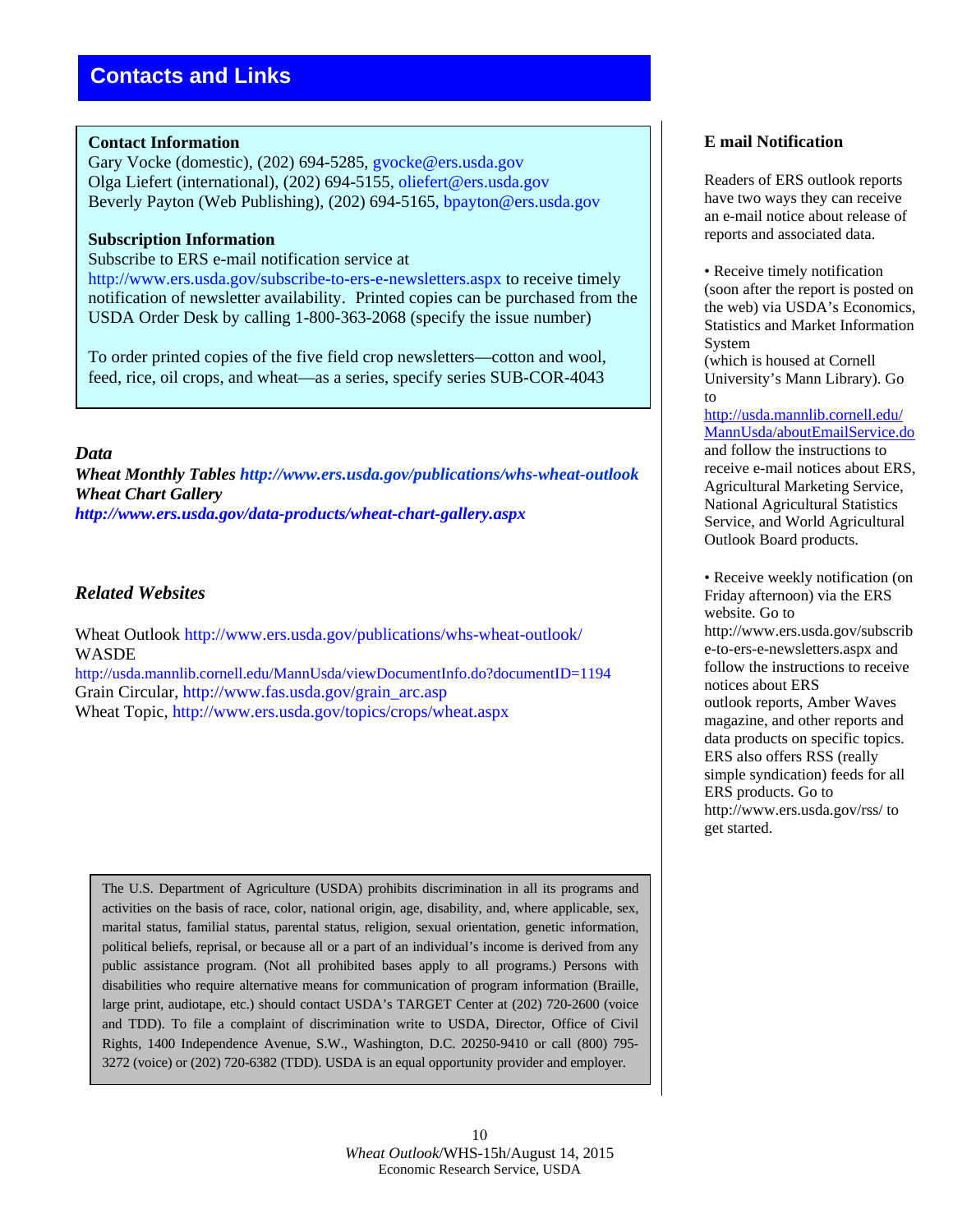# Contacts and Links

**Contact Information**
Gary Vocke (domestic), (202) 694-5285, gvocke@ers.usda.gov
Olga Liefert (international), (202) 694-5155, oliefert@ers.usda.gov
Beverly Payton (Web Publishing), (202) 694-5165, bpayton@ers.usda.gov

**Subscription Information**
Subscribe to ERS e-mail notification service at http://www.ers.usda.gov/subscribe-to-ers-e-newsletters.aspx to receive timely notification of newsletter availability. Printed copies can be purchased from the USDA Order Desk by calling 1-800-363-2068 (specify the issue number)

To order printed copies of the five field crop newsletters—cotton and wool, feed, rice, oil crops, and wheat—as a series, specify series SUB-COR-4043

### *Data*

***Wheat Monthly Tables*** ***http://www.ers.usda.gov/publications/whs-wheat-outlook***
***Wheat Chart Gallery***
***http://www.ers.usda.gov/data-products/wheat-chart-gallery.aspx***

### *Related Websites*

Wheat Outlook http://www.ers.usda.gov/publications/whs-wheat-outlook/
WASDE
http://usda.mannlib.cornell.edu/MannUsda/viewDocumentInfo.do?documentID=1194
Grain Circular, http://www.fas.usda.gov/grain_arc.asp
Wheat Topic, http://www.ers.usda.gov/topics/crops/wheat.aspx

The U.S. Department of Agriculture (USDA) prohibits discrimination in all its programs and activities on the basis of race, color, national origin, age, disability, and, where applicable, sex, marital status, familial status, parental status, religion, sexual orientation, genetic information, political beliefs, reprisal, or because all or a part of an individual's income is derived from any public assistance program. (Not all prohibited bases apply to all programs.) Persons with disabilities who require alternative means for communication of program information (Braille, large print, audiotape, etc.) should contact USDA's TARGET Center at (202) 720-2600 (voice and TDD). To file a complaint of discrimination write to USDA, Director, Office of Civil Rights, 1400 Independence Avenue, S.W., Washington, D.C. 20250-9410 or call (800) 795-3272 (voice) or (202) 720-6382 (TDD). USDA is an equal opportunity provider and employer.

### E mail Notification

Readers of ERS outlook reports have two ways they can receive an e-mail notice about release of reports and associated data.

• Receive timely notification (soon after the report is posted on the web) via USDA's Economics, Statistics and Market Information System (which is housed at Cornell University's Mann Library). Go to http://usda.mannlib.cornell.edu/MannUsda/aboutEmailService.do and follow the instructions to receive e-mail notices about ERS, Agricultural Marketing Service, National Agricultural Statistics Service, and World Agricultural Outlook Board products.

• Receive weekly notification (on Friday afternoon) via the ERS website. Go to http://www.ers.usda.gov/subscribe-to-ers-e-newsletters.aspx and follow the instructions to receive notices about ERS outlook reports, Amber Waves magazine, and other reports and data products on specific topics. ERS also offers RSS (really simple syndication) feeds for all ERS products. Go to http://www.ers.usda.gov/rss/ to get started.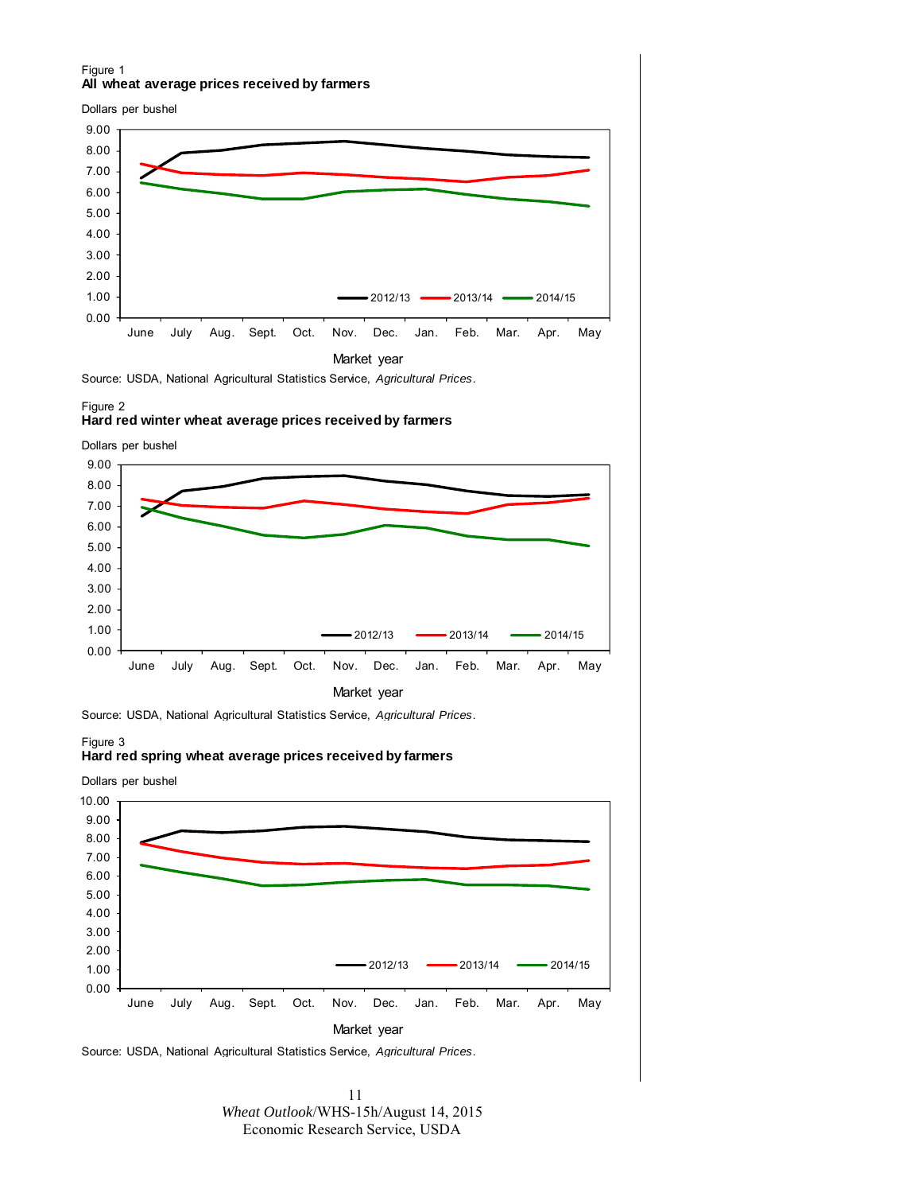Figure 1
**All wheat average prices received by farmers**

Dollars per bushel

Market year

Source: USDA, National Agricultural Statistics Service, *Agricultural Prices*.

Figure 2
**Hard red winter wheat average prices received by farmers**

Dollars per bushel

Market year

Source: USDA, National Agricultural Statistics Service, *Agricultural Prices*.

Figure 3
**Hard red spring wheat average prices received by farmers**

Dollars per bushel

Market year

Source: USDA, National Agricultural Statistics Service, *Agricultural Prices*.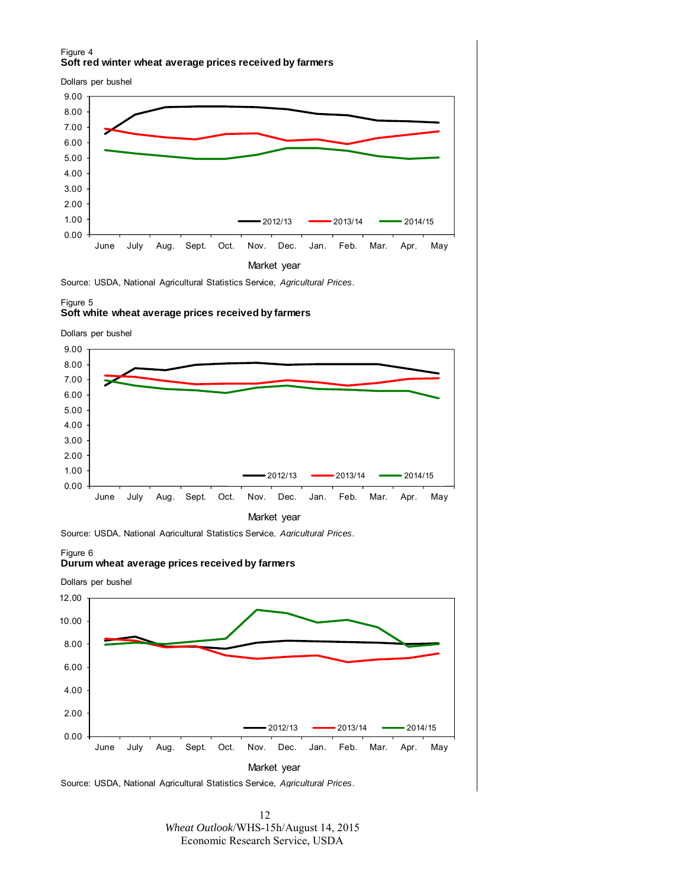Figure 4
**Soft red winter wheat average prices received by farmers**

Dollars per bushel

Market year

Source: USDA, National Agricultural Statistics Service, *Agricultural Prices*.

Figure 5
**Soft white wheat average prices received by farmers**

Dollars per bushel

Market year

Source: USDA, National Agricultural Statistics Service, *Agricultural Prices*.

Figure 6
**Durum wheat average prices received by farmers**

Dollars per bushel

Market year

Source: USDA, National Agricultural Statistics Service, *Agricultural Prices*.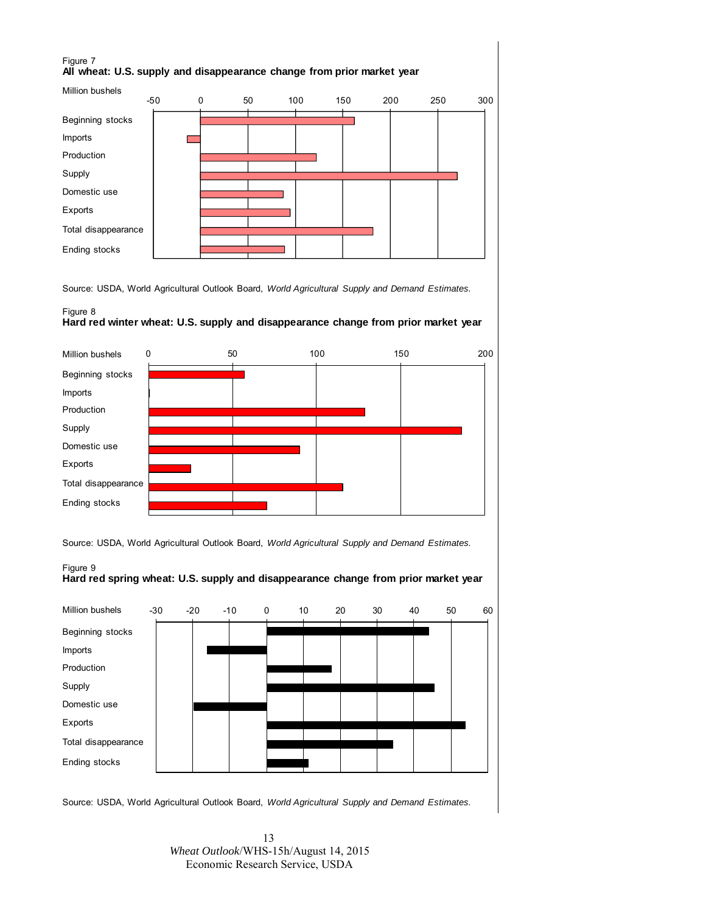Figure 7

**All wheat: U.S. supply and disappearance change from prior market year**

Million bushels

Source: USDA, World Agricultural Outlook Board, *World Agricultural Supply and Demand Estimates.*

Figure 8

**Hard red winter wheat: U.S. supply and disappearance change from prior market year**

Million bushels

Source: USDA, World Agricultural Outlook Board, *World Agricultural Supply and Demand Estimates.*

Figure 9

**Hard red spring wheat: U.S. supply and disappearance change from prior market year**

Million bushels

Source: USDA, World Agricultural Outlook Board, *World Agricultural Supply and Demand Estimates.*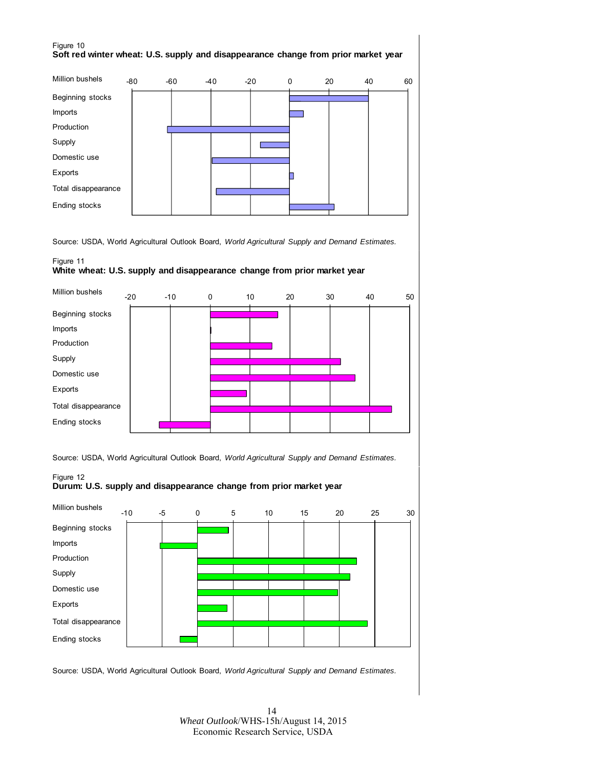Figure 10
**Soft red winter wheat: U.S. supply and disappearance change from prior market year**

Source: USDA, World Agricultural Outlook Board, *World Agricultural Supply and Demand Estimates.*

Figure 11
**White wheat: U.S. supply and disappearance change from prior market year**

Source: USDA, World Agricultural Outlook Board, *World Agricultural Supply and Demand Estimates.*

Figure 12
**Durum: U.S. supply and disappearance change from prior market year**

Source: USDA, World Agricultural Outlook Board, *World Agricultural Supply and Demand Estimates.*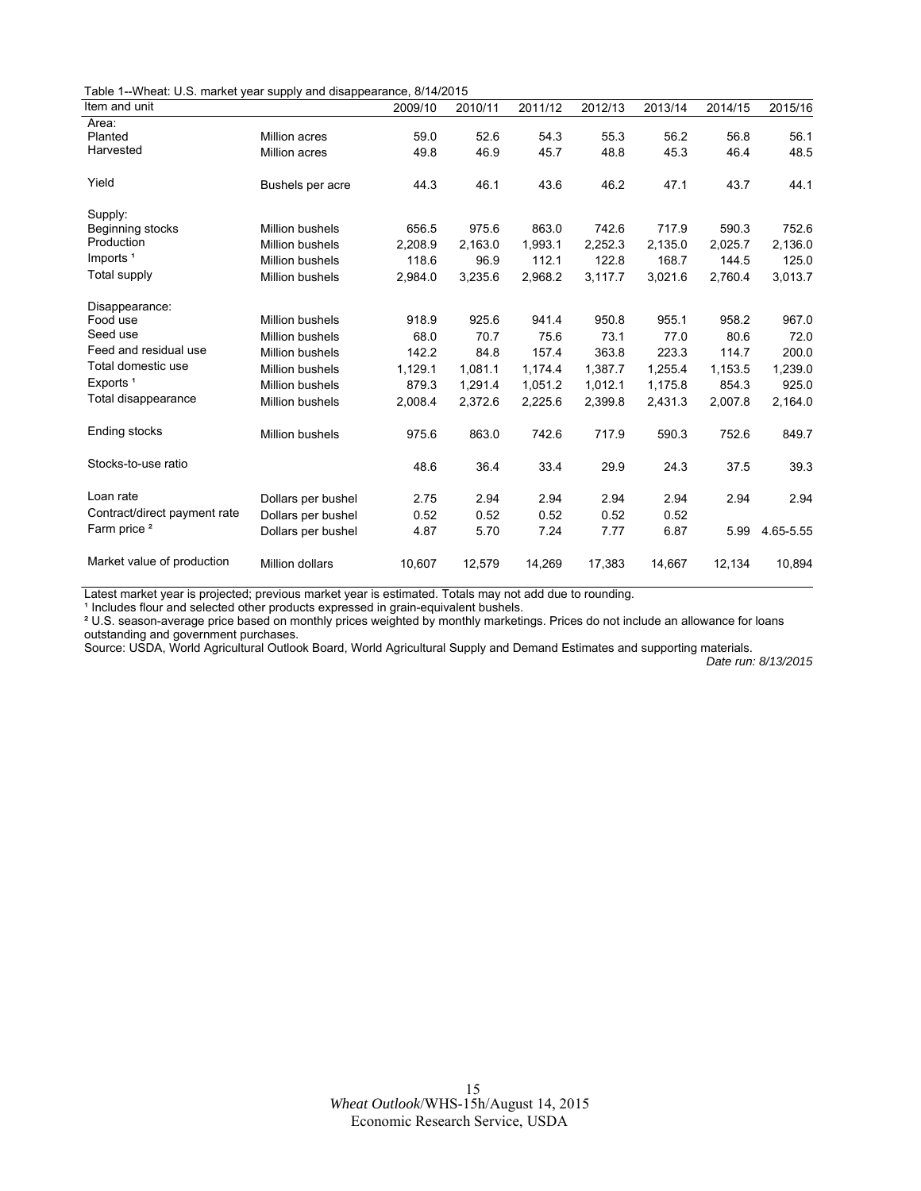Table 1--Wheat: U.S. market year supply and disappearance, 8/14/2015

| Item and unit | | 2009/10 | 2010/11 | 2011/12 | 2012/13 | 2013/14 | 2014/15 | 2015/16 |
|---|---|---|---|---|---|---|---|---|
| Area: | | | | | | | | |
| Planted | Million acres | 59.0 | 52.6 | 54.3 | 55.3 | 56.2 | 56.8 | 56.1 |
| Harvested | Million acres | 49.8 | 46.9 | 45.7 | 48.8 | 45.3 | 46.4 | 48.5 |
| Yield | Bushels per acre | 44.3 | 46.1 | 43.6 | 46.2 | 47.1 | 43.7 | 44.1 |
| Supply: | | | | | | | | |
| Beginning stocks | Million bushels | 656.5 | 975.6 | 863.0 | 742.6 | 717.9 | 590.3 | 752.6 |
| Production | Million bushels | 2,208.9 | 2,163.0 | 1,993.1 | 2,252.3 | 2,135.0 | 2,025.7 | 2,136.0 |
| Imports [1] | Million bushels | 118.6 | 96.9 | 112.1 | 122.8 | 168.7 | 144.5 | 125.0 |
| Total supply | Million bushels | 2,984.0 | 3,235.6 | 2,968.2 | 3,117.7 | 3,021.6 | 2,760.4 | 3,013.7 |
| Disappearance: | | | | | | | | |
| Food use | Million bushels | 918.9 | 925.6 | 941.4 | 950.8 | 955.1 | 958.2 | 967.0 |
| Seed use | Million bushels | 68.0 | 70.7 | 75.6 | 73.1 | 77.0 | 80.6 | 72.0 |
| Feed and residual use | Million bushels | 142.2 | 84.8 | 157.4 | 363.8 | 223.3 | 114.7 | 200.0 |
| Total domestic use | Million bushels | 1,129.1 | 1,081.1 | 1,174.4 | 1,387.7 | 1,255.4 | 1,153.5 | 1,239.0 |
| Exports [1] | Million bushels | 879.3 | 1,291.4 | 1,051.2 | 1,012.1 | 1,175.8 | 854.3 | 925.0 |
| Total disappearance | Million bushels | 2,008.4 | 2,372.6 | 2,225.6 | 2,399.8 | 2,431.3 | 2,007.8 | 2,164.0 |
| Ending stocks | Million bushels | 975.6 | 863.0 | 742.6 | 717.9 | 590.3 | 752.6 | 849.7 |
| Stocks-to-use ratio | | 48.6 | 36.4 | 33.4 | 29.9 | 24.3 | 37.5 | 39.3 |
| Loan rate | Dollars per bushel | 2.75 | 2.94 | 2.94 | 2.94 | 2.94 | 2.94 | 2.94 |
| Contract/direct payment rate | Dollars per bushel | 0.52 | 0.52 | 0.52 | 0.52 | 0.52 | | |
| Farm price [2] | Dollars per bushel | 4.87 | 5.70 | 7.24 | 7.77 | 6.87 | 5.99 | 4.65-5.55 |
| Market value of production | Million dollars | 10,607 | 12,579 | 14,269 | 17,383 | 14,667 | 12,134 | 10,894 |

Latest market year is projected; previous market year is estimated. Totals may not add due to rounding.

[1] Includes flour and selected other products expressed in grain-equivalent bushels.

[2] U.S. season-average price based on monthly prices weighted by monthly marketings. Prices do not include an allowance for loans outstanding and government purchases.

Source: USDA, World Agricultural Outlook Board, World Agricultural Supply and Demand Estimates and supporting materials.

*Date run: 8/13/2015*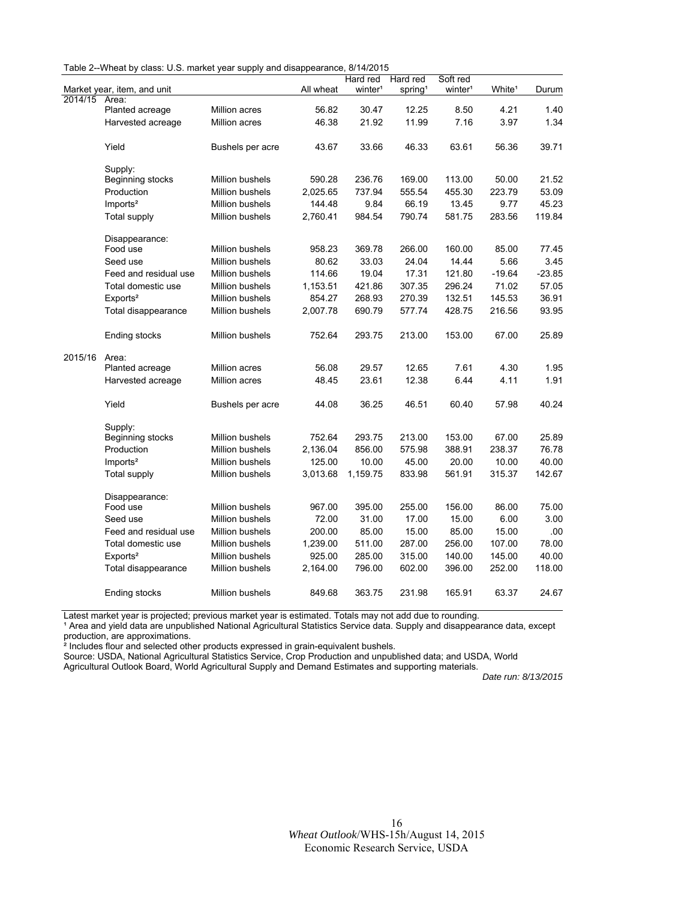Table 2--Wheat by class: U.S. market year supply and disappearance, 8/14/2015

| Market year, item, and unit | | | All wheat | Hard red winter[1] | Hard red spring[1] | Soft red winter[1] | White[1] | Durum |
|---|---|---|---|---|---|---|---|---|
| 2014/15 | Area: | | | | | | | |
| | Planted acreage | Million acres | 56.82 | 30.47 | 12.25 | 8.50 | 4.21 | 1.40 |
| | Harvested acreage | Million acres | 46.38 | 21.92 | 11.99 | 7.16 | 3.97 | 1.34 |
| | Yield | Bushels per acre | 43.67 | 33.66 | 46.33 | 63.61 | 56.36 | 39.71 |
| | Supply: | | | | | | | |
| | Beginning stocks | Million bushels | 590.28 | 236.76 | 169.00 | 113.00 | 50.00 | 21.52 |
| | Production | Million bushels | 2,025.65 | 737.94 | 555.54 | 455.30 | 223.79 | 53.09 |
| | Imports[2] | Million bushels | 144.48 | 9.84 | 66.19 | 13.45 | 9.77 | 45.23 |
| | Total supply | Million bushels | 2,760.41 | 984.54 | 790.74 | 581.75 | 283.56 | 119.84 |
| | Disappearance: | | | | | | | |
| | Food use | Million bushels | 958.23 | 369.78 | 266.00 | 160.00 | 85.00 | 77.45 |
| | Seed use | Million bushels | 80.62 | 33.03 | 24.04 | 14.44 | 5.66 | 3.45 |
| | Feed and residual use | Million bushels | 114.66 | 19.04 | 17.31 | 121.80 | -19.64 | -23.85 |
| | Total domestic use | Million bushels | 1,153.51 | 421.86 | 307.35 | 296.24 | 71.02 | 57.05 |
| | Exports[2] | Million bushels | 854.27 | 268.93 | 270.39 | 132.51 | 145.53 | 36.91 |
| | Total disappearance | Million bushels | 2,007.78 | 690.79 | 577.74 | 428.75 | 216.56 | 93.95 |
| | Ending stocks | Million bushels | 752.64 | 293.75 | 213.00 | 153.00 | 67.00 | 25.89 |
| 2015/16 | Area: | | | | | | | |
| | Planted acreage | Million acres | 56.08 | 29.57 | 12.65 | 7.61 | 4.30 | 1.95 |
| | Harvested acreage | Million acres | 48.45 | 23.61 | 12.38 | 6.44 | 4.11 | 1.91 |
| | Yield | Bushels per acre | 44.08 | 36.25 | 46.51 | 60.40 | 57.98 | 40.24 |
| | Supply: | | | | | | | |
| | Beginning stocks | Million bushels | 752.64 | 293.75 | 213.00 | 153.00 | 67.00 | 25.89 |
| | Production | Million bushels | 2,136.04 | 856.00 | 575.98 | 388.91 | 238.37 | 76.78 |
| | Imports[2] | Million bushels | 125.00 | 10.00 | 45.00 | 20.00 | 10.00 | 40.00 |
| | Total supply | Million bushels | 3,013.68 | 1,159.75 | 833.98 | 561.91 | 315.37 | 142.67 |
| | Disappearance: | | | | | | | |
| | Food use | Million bushels | 967.00 | 395.00 | 255.00 | 156.00 | 86.00 | 75.00 |
| | Seed use | Million bushels | 72.00 | 31.00 | 17.00 | 15.00 | 6.00 | 3.00 |
| | Feed and residual use | Million bushels | 200.00 | 85.00 | 15.00 | 85.00 | 15.00 | .00 |
| | Total domestic use | Million bushels | 1,239.00 | 511.00 | 287.00 | 256.00 | 107.00 | 78.00 |
| | Exports[2] | Million bushels | 925.00 | 285.00 | 315.00 | 140.00 | 145.00 | 40.00 |
| | Total disappearance | Million bushels | 2,164.00 | 796.00 | 602.00 | 396.00 | 252.00 | 118.00 |
| | Ending stocks | Million bushels | 849.68 | 363.75 | 231.98 | 165.91 | 63.37 | 24.67 |

Latest market year is projected; previous market year is estimated. Totals may not add due to rounding.

[1] Area and yield data are unpublished National Agricultural Statistics Service data. Supply and disappearance data, except production, are approximations.

[2] Includes flour and selected other products expressed in grain-equivalent bushels.

Source: USDA, National Agricultural Statistics Service, Crop Production and unpublished data; and USDA, World Agricultural Outlook Board, World Agricultural Supply and Demand Estimates and supporting materials.

*Date run: 8/13/2015*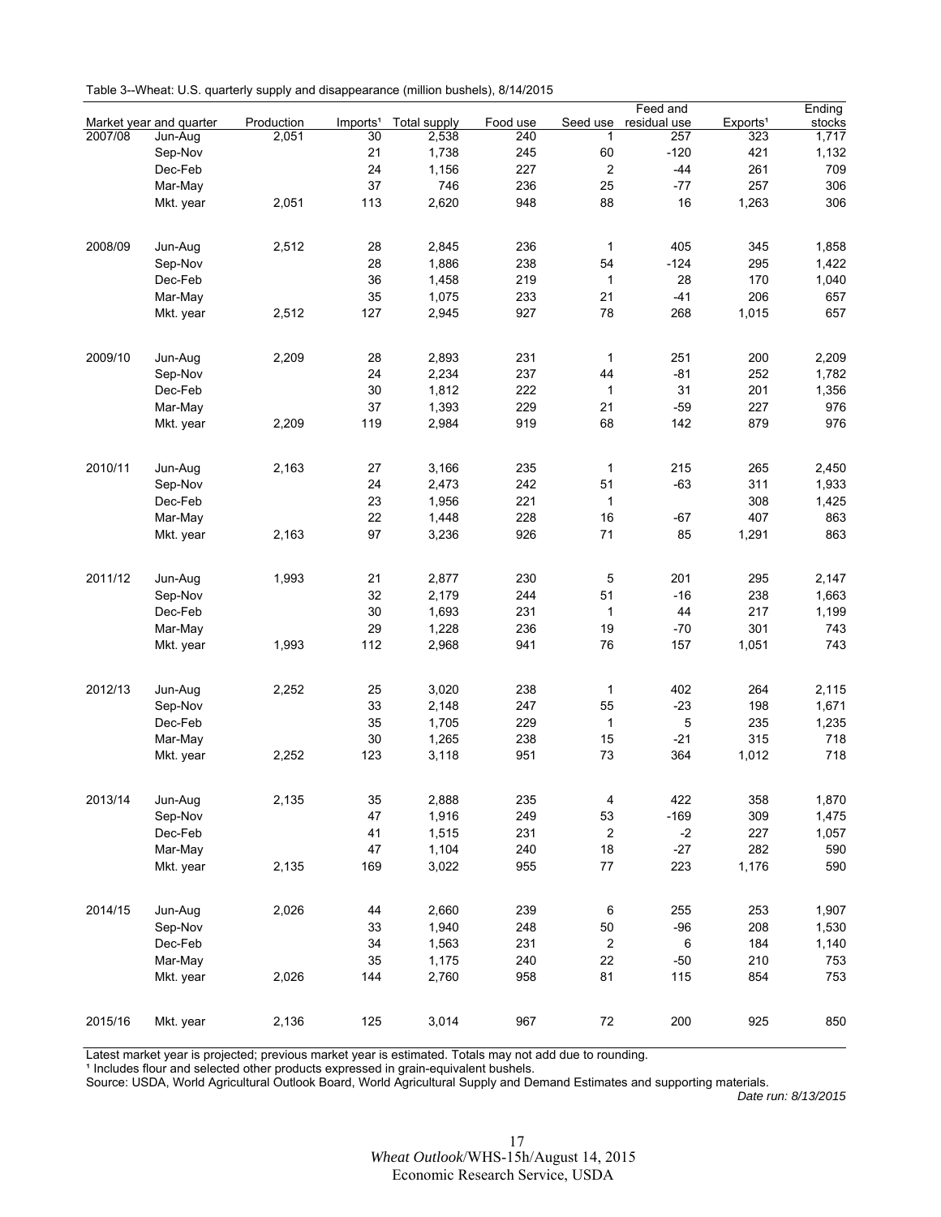Table 3--Wheat: U.S. quarterly supply and disappearance (million bushels), 8/14/2015

| Market year and quarter | | Production | Imports[1] | Total supply | Food use | Seed use | Feed and residual use | Exports[1] | Ending stocks |
|---|---|---|---|---|---|---|---|---|---|
| 2007/08 | Jun-Aug | 2,051 | 30 | 2,538 | 240 | 1 | 257 | 323 | 1,717 |
| | Sep-Nov | | 21 | 1,738 | 245 | 60 | -120 | 421 | 1,132 |
| | Dec-Feb | | 24 | 1,156 | 227 | 2 | -44 | 261 | 709 |
| | Mar-May | | 37 | 746 | 236 | 25 | -77 | 257 | 306 |
| | Mkt. year | 2,051 | 113 | 2,620 | 948 | 88 | 16 | 1,263 | 306 |
| 2008/09 | Jun-Aug | 2,512 | 28 | 2,845 | 236 | 1 | 405 | 345 | 1,858 |
| | Sep-Nov | | 28 | 1,886 | 238 | 54 | -124 | 295 | 1,422 |
| | Dec-Feb | | 36 | 1,458 | 219 | 1 | 28 | 170 | 1,040 |
| | Mar-May | | 35 | 1,075 | 233 | 21 | -41 | 206 | 657 |
| | Mkt. year | 2,512 | 127 | 2,945 | 927 | 78 | 268 | 1,015 | 657 |
| 2009/10 | Jun-Aug | 2,209 | 28 | 2,893 | 231 | 1 | 251 | 200 | 2,209 |
| | Sep-Nov | | 24 | 2,234 | 237 | 44 | -81 | 252 | 1,782 |
| | Dec-Feb | | 30 | 1,812 | 222 | 1 | 31 | 201 | 1,356 |
| | Mar-May | | 37 | 1,393 | 229 | 21 | -59 | 227 | 976 |
| | Mkt. year | 2,209 | 119 | 2,984 | 919 | 68 | 142 | 879 | 976 |
| 2010/11 | Jun-Aug | 2,163 | 27 | 3,166 | 235 | 1 | 215 | 265 | 2,450 |
| | Sep-Nov | | 24 | 2,473 | 242 | 51 | -63 | 311 | 1,933 |
| | Dec-Feb | | 23 | 1,956 | 221 | 1 | | 308 | 1,425 |
| | Mar-May | | 22 | 1,448 | 228 | 16 | -67 | 407 | 863 |
| | Mkt. year | 2,163 | 97 | 3,236 | 926 | 71 | 85 | 1,291 | 863 |
| 2011/12 | Jun-Aug | 1,993 | 21 | 2,877 | 230 | 5 | 201 | 295 | 2,147 |
| | Sep-Nov | | 32 | 2,179 | 244 | 51 | -16 | 238 | 1,663 |
| | Dec-Feb | | 30 | 1,693 | 231 | 1 | 44 | 217 | 1,199 |
| | Mar-May | | 29 | 1,228 | 236 | 19 | -70 | 301 | 743 |
| | Mkt. year | 1,993 | 112 | 2,968 | 941 | 76 | 157 | 1,051 | 743 |
| 2012/13 | Jun-Aug | 2,252 | 25 | 3,020 | 238 | 1 | 402 | 264 | 2,115 |
| | Sep-Nov | | 33 | 2,148 | 247 | 55 | -23 | 198 | 1,671 |
| | Dec-Feb | | 35 | 1,705 | 229 | 1 | 5 | 235 | 1,235 |
| | Mar-May | | 30 | 1,265 | 238 | 15 | -21 | 315 | 718 |
| | Mkt. year | 2,252 | 123 | 3,118 | 951 | 73 | 364 | 1,012 | 718 |
| 2013/14 | Jun-Aug | 2,135 | 35 | 2,888 | 235 | 4 | 422 | 358 | 1,870 |
| | Sep-Nov | | 47 | 1,916 | 249 | 53 | -169 | 309 | 1,475 |
| | Dec-Feb | | 41 | 1,515 | 231 | 2 | -2 | 227 | 1,057 |
| | Mar-May | | 47 | 1,104 | 240 | 18 | -27 | 282 | 590 |
| | Mkt. year | 2,135 | 169 | 3,022 | 955 | 77 | 223 | 1,176 | 590 |
| 2014/15 | Jun-Aug | 2,026 | 44 | 2,660 | 239 | 6 | 255 | 253 | 1,907 |
| | Sep-Nov | | 33 | 1,940 | 248 | 50 | -96 | 208 | 1,530 |
| | Dec-Feb | | 34 | 1,563 | 231 | 2 | 6 | 184 | 1,140 |
| | Mar-May | | 35 | 1,175 | 240 | 22 | -50 | 210 | 753 |
| | Mkt. year | 2,026 | 144 | 2,760 | 958 | 81 | 115 | 854 | 753 |
| 2015/16 | Mkt. year | 2,136 | 125 | 3,014 | 967 | 72 | 200 | 925 | 850 |

Latest market year is projected; previous market year is estimated. Totals may not add due to rounding.

[1] Includes flour and selected other products expressed in grain-equivalent bushels.

Source: USDA, World Agricultural Outlook Board, World Agricultural Supply and Demand Estimates and supporting materials.

*Date run: 8/13/2015*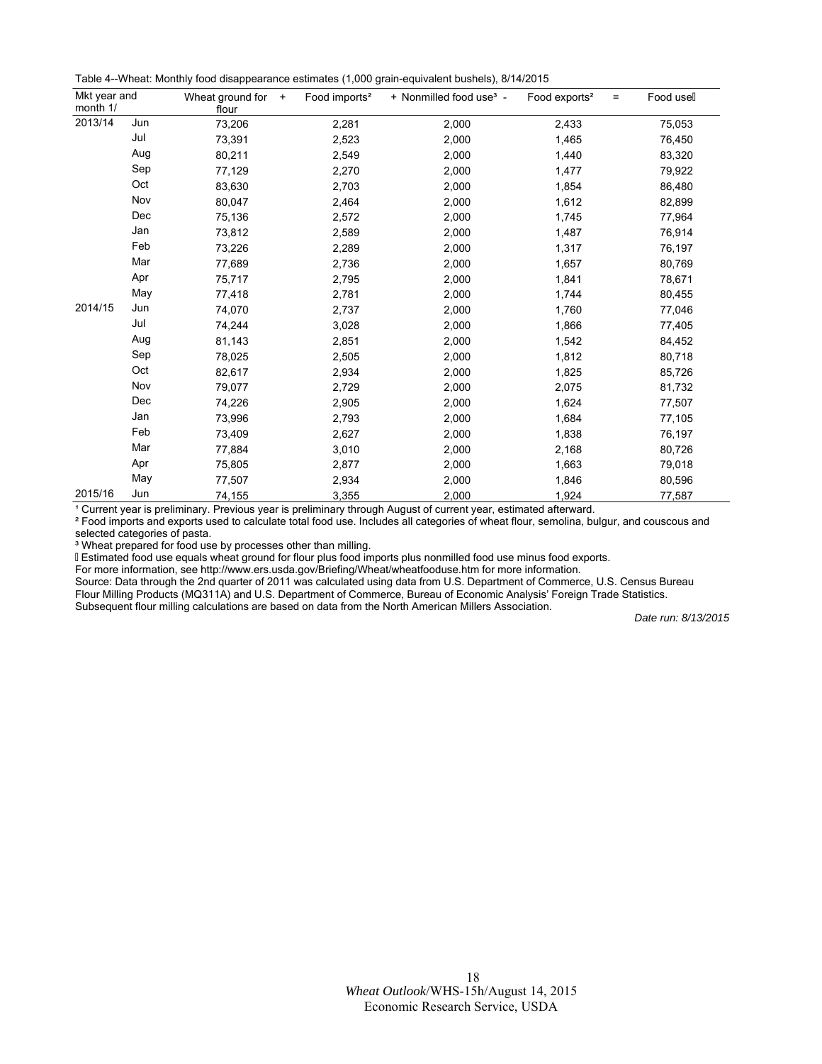Table 4--Wheat: Monthly food disappearance estimates (1,000 grain-equivalent bushels), 8/14/2015

| Mkt year and month 1/ | | Wheat ground for flour + | Food imports² | + Nonmilled food use³ - | Food exports² = | Food use⁴ |
|---|---|---|---|---|---|---|
| 2013/14 | Jun | 73,206 | 2,281 | 2,000 | 2,433 | 75,053 |
| | Jul | 73,391 | 2,523 | 2,000 | 1,465 | 76,450 |
| | Aug | 80,211 | 2,549 | 2,000 | 1,440 | 83,320 |
| | Sep | 77,129 | 2,270 | 2,000 | 1,477 | 79,922 |
| | Oct | 83,630 | 2,703 | 2,000 | 1,854 | 86,480 |
| | Nov | 80,047 | 2,464 | 2,000 | 1,612 | 82,899 |
| | Dec | 75,136 | 2,572 | 2,000 | 1,745 | 77,964 |
| | Jan | 73,812 | 2,589 | 2,000 | 1,487 | 76,914 |
| | Feb | 73,226 | 2,289 | 2,000 | 1,317 | 76,197 |
| | Mar | 77,689 | 2,736 | 2,000 | 1,657 | 80,769 |
| | Apr | 75,717 | 2,795 | 2,000 | 1,841 | 78,671 |
| | May | 77,418 | 2,781 | 2,000 | 1,744 | 80,455 |
| 2014/15 | Jun | 74,070 | 2,737 | 2,000 | 1,760 | 77,046 |
| | Jul | 74,244 | 3,028 | 2,000 | 1,866 | 77,405 |
| | Aug | 81,143 | 2,851 | 2,000 | 1,542 | 84,452 |
| | Sep | 78,025 | 2,505 | 2,000 | 1,812 | 80,718 |
| | Oct | 82,617 | 2,934 | 2,000 | 1,825 | 85,726 |
| | Nov | 79,077 | 2,729 | 2,000 | 2,075 | 81,732 |
| | Dec | 74,226 | 2,905 | 2,000 | 1,624 | 77,507 |
| | Jan | 73,996 | 2,793 | 2,000 | 1,684 | 77,105 |
| | Feb | 73,409 | 2,627 | 2,000 | 1,838 | 76,197 |
| | Mar | 77,884 | 3,010 | 2,000 | 2,168 | 80,726 |
| | Apr | 75,805 | 2,877 | 2,000 | 1,663 | 79,018 |
| | May | 77,507 | 2,934 | 2,000 | 1,846 | 80,596 |
| 2015/16 | Jun | 74,155 | 3,355 | 2,000 | 1,924 | 77,587 |

¹ Current year is preliminary. Previous year is preliminary through August of current year, estimated afterward.
² Food imports and exports used to calculate total food use. Includes all categories of wheat flour, semolina, bulgur, and couscous and selected categories of pasta.
³ Wheat prepared for food use by processes other than milling.
⁴ Estimated food use equals wheat ground for flour plus food imports plus nonmilled food use minus food exports.
For more information, see http://www.ers.usda.gov/Briefing/Wheat/wheatfooduse.htm for more information.
Source: Data through the 2nd quarter of 2011 was calculated using data from U.S. Department of Commerce, U.S. Census Bureau Flour Milling Products (MQ311A) and U.S. Department of Commerce, Bureau of Economic Analysis' Foreign Trade Statistics. Subsequent flour milling calculations are based on data from the North American Millers Association.

*Date run: 8/13/2015*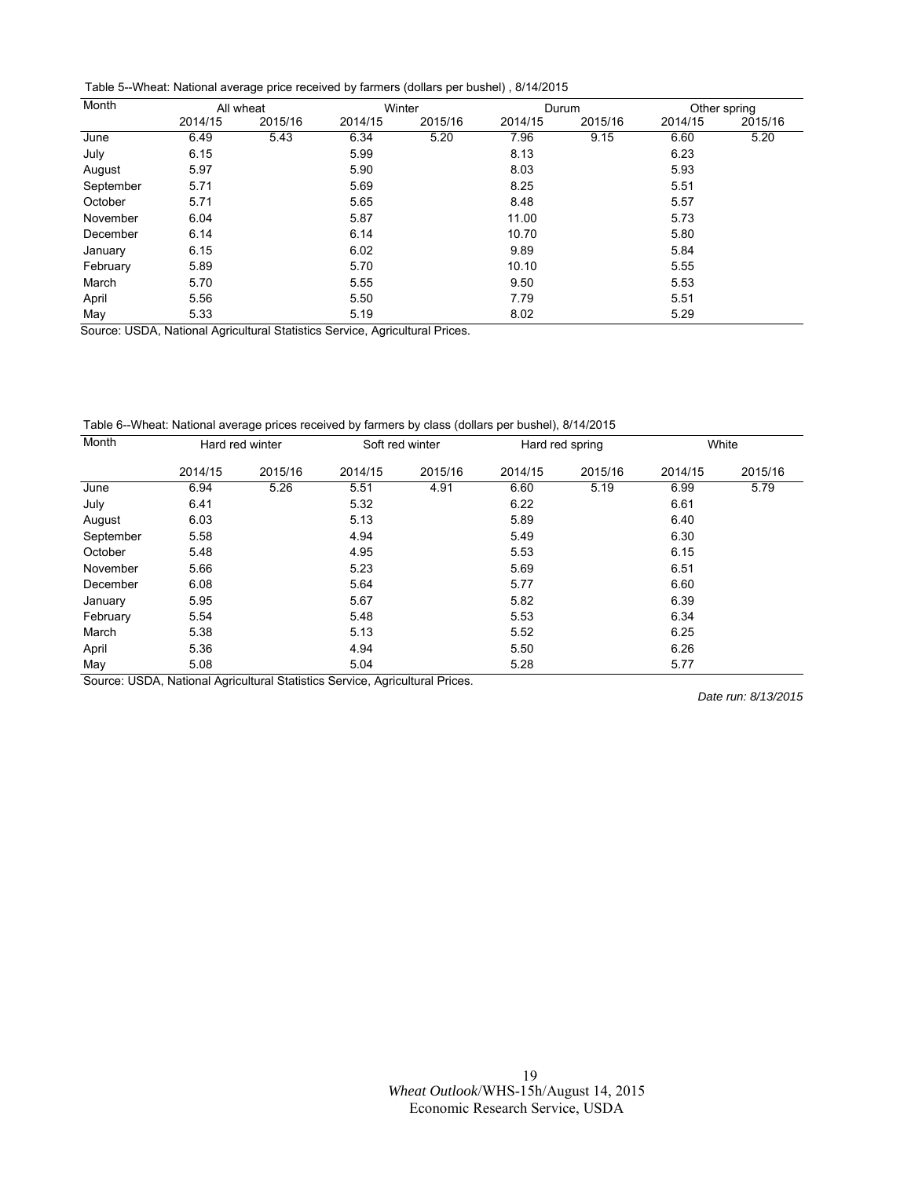Table 5--Wheat: National average price received by farmers (dollars per bushel) , 8/14/2015

| Month | All wheat | | Winter | | Durum | | Other spring | |
|---|---|---|---|---|---|---|---|---|
| | 2014/15 | 2015/16 | 2014/15 | 2015/16 | 2014/15 | 2015/16 | 2014/15 | 2015/16 |
| June | 6.49 | 5.43 | 6.34 | 5.20 | 7.96 | 9.15 | 6.60 | 5.20 |
| July | 6.15 | | 5.99 | | 8.13 | | 6.23 | |
| August | 5.97 | | 5.90 | | 8.03 | | 5.93 | |
| September | 5.71 | | 5.69 | | 8.25 | | 5.51 | |
| October | 5.71 | | 5.65 | | 8.48 | | 5.57 | |
| November | 6.04 | | 5.87 | | 11.00 | | 5.73 | |
| December | 6.14 | | 6.14 | | 10.70 | | 5.80 | |
| January | 6.15 | | 6.02 | | 9.89 | | 5.84 | |
| February | 5.89 | | 5.70 | | 10.10 | | 5.55 | |
| March | 5.70 | | 5.55 | | 9.50 | | 5.53 | |
| April | 5.56 | | 5.50 | | 7.79 | | 5.51 | |
| May | 5.33 | | 5.19 | | 8.02 | | 5.29 | |

Source: USDA, National Agricultural Statistics Service, Agricultural Prices.

Table 6--Wheat: National average prices received by farmers by class (dollars per bushel), 8/14/2015

| Month | Hard red winter | | Soft red winter | | Hard red spring | | White | |
|---|---|---|---|---|---|---|---|---|
| | 2014/15 | 2015/16 | 2014/15 | 2015/16 | 2014/15 | 2015/16 | 2014/15 | 2015/16 |
| June | 6.94 | 5.26 | 5.51 | 4.91 | 6.60 | 5.19 | 6.99 | 5.79 |
| July | 6.41 | | 5.32 | | 6.22 | | 6.61 | |
| August | 6.03 | | 5.13 | | 5.89 | | 6.40 | |
| September | 5.58 | | 4.94 | | 5.49 | | 6.30 | |
| October | 5.48 | | 4.95 | | 5.53 | | 6.15 | |
| November | 5.66 | | 5.23 | | 5.69 | | 6.51 | |
| December | 6.08 | | 5.64 | | 5.77 | | 6.60 | |
| January | 5.95 | | 5.67 | | 5.82 | | 6.39 | |
| February | 5.54 | | 5.48 | | 5.53 | | 6.34 | |
| March | 5.38 | | 5.13 | | 5.52 | | 6.25 | |
| April | 5.36 | | 4.94 | | 5.50 | | 6.26 | |
| May | 5.08 | | 5.04 | | 5.28 | | 5.77 | |

Source: USDA, National Agricultural Statistics Service, Agricultural Prices.

*Date run: 8/13/2015*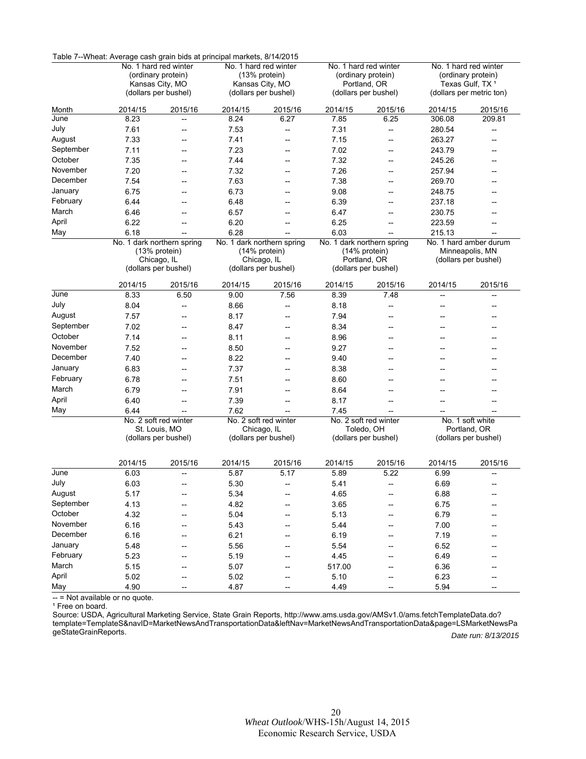Table 7--Wheat: Average cash grain bids at principal markets, 8/14/2015

| | No. 1 hard red winter (ordinary protein) Kansas City, MO (dollars per bushel) | | No. 1 hard red winter (13% protein) Kansas City, MO (dollars per bushel) | | No. 1 hard red winter (ordinary protein) Portland, OR (dollars per bushel) | | No. 1 hard red winter (ordinary protein) Texas Gulf, TX [1] (dollars per metric ton) | |
|---|---|---|---|---|---|---|---|---|
| Month | 2014/15 | 2015/16 | 2014/15 | 2015/16 | 2014/15 | 2015/16 | 2014/15 | 2015/16 |
| June | 8.23 | -- | 8.24 | 6.27 | 7.85 | 6.25 | 306.08 | 209.81 |
| July | 7.61 | -- | 7.53 | -- | 7.31 | -- | 280.54 | -- |
| August | 7.33 | -- | 7.41 | -- | 7.15 | -- | 263.27 | -- |
| September | 7.11 | -- | 7.23 | -- | 7.02 | -- | 243.79 | -- |
| October | 7.35 | -- | 7.44 | -- | 7.32 | -- | 245.26 | -- |
| November | 7.20 | -- | 7.32 | -- | 7.26 | -- | 257.94 | -- |
| December | 7.54 | -- | 7.63 | -- | 7.38 | -- | 269.70 | -- |
| January | 6.75 | -- | 6.73 | -- | 9.08 | -- | 248.75 | -- |
| February | 6.44 | -- | 6.48 | -- | 6.39 | -- | 237.18 | -- |
| March | 6.46 | -- | 6.57 | -- | 6.47 | -- | 230.75 | -- |
| April | 6.22 | -- | 6.20 | -- | 6.25 | -- | 223.59 | -- |
| May | 6.18 | -- | 6.28 | -- | 6.03 | -- | 215.13 | -- |
| | No. 1 dark northern spring (13% protein) Chicago, IL (dollars per bushel) | | No. 1 dark northern spring (14% protein) Chicago, IL (dollars per bushel) | | No. 1 dark northern spring (14% protein) Portland, OR (dollars per bushel) | | No. 1 hard amber durum Minneapolis, MN (dollars per bushel) | |
| | 2014/15 | 2015/16 | 2014/15 | 2015/16 | 2014/15 | 2015/16 | 2014/15 | 2015/16 |
| June | 8.33 | 6.50 | 9.00 | 7.56 | 8.39 | 7.48 | -- | -- |
| July | 8.04 | -- | 8.66 | -- | 8.18 | -- | -- | -- |
| August | 7.57 | -- | 8.17 | -- | 7.94 | -- | -- | -- |
| September | 7.02 | -- | 8.47 | -- | 8.34 | -- | -- | -- |
| October | 7.14 | -- | 8.11 | -- | 8.96 | -- | -- | -- |
| November | 7.52 | -- | 8.50 | -- | 9.27 | -- | -- | -- |
| December | 7.40 | -- | 8.22 | -- | 9.40 | -- | -- | -- |
| January | 6.83 | -- | 7.37 | -- | 8.38 | -- | -- | -- |
| February | 6.78 | -- | 7.51 | -- | 8.60 | -- | -- | -- |
| March | 6.79 | -- | 7.91 | -- | 8.64 | -- | -- | -- |
| April | 6.40 | -- | 7.39 | -- | 8.17 | -- | -- | -- |
| May | 6.44 | -- | 7.62 | -- | 7.45 | -- | -- | -- |
| | No. 2 soft red winter St. Louis, MO (dollars per bushel) | | No. 2 soft red winter Chicago, IL (dollars per bushel) | | No. 2 soft red winter Toledo, OH (dollars per bushel) | | No. 1 soft white Portland, OR (dollars per bushel) | |
| | 2014/15 | 2015/16 | 2014/15 | 2015/16 | 2014/15 | 2015/16 | 2014/15 | 2015/16 |
| June | 6.03 | -- | 5.87 | 5.17 | 5.89 | 5.22 | 6.99 | -- |
| July | 6.03 | -- | 5.30 | -- | 5.41 | -- | 6.69 | -- |
| August | 5.17 | -- | 5.34 | -- | 4.65 | -- | 6.88 | -- |
| September | 4.13 | -- | 4.82 | -- | 3.65 | -- | 6.75 | -- |
| October | 4.32 | -- | 5.04 | -- | 5.13 | -- | 6.79 | -- |
| November | 6.16 | -- | 5.43 | -- | 5.44 | -- | 7.00 | -- |
| December | 6.16 | -- | 6.21 | -- | 6.19 | -- | 7.19 | -- |
| January | 5.48 | -- | 5.56 | -- | 5.54 | -- | 6.52 | -- |
| February | 5.23 | -- | 5.19 | -- | 4.45 | -- | 6.49 | -- |
| March | 5.15 | -- | 5.07 | -- | 517.00 | -- | 6.36 | -- |
| April | 5.02 | -- | 5.02 | -- | 5.10 | -- | 6.23 | -- |
| May | 4.90 | -- | 4.87 | -- | 4.49 | -- | 5.94 | -- |

-- = Not available or no quote.

[1] Free on board.

Source: USDA, Agricultural Marketing Service, State Grain Reports, http://www.ams.usda.gov/AMSv1.0/ams.fetchTemplateData.do?template=TemplateS&navID=MarketNewsAndTransportationData&leftNav=MarketNewsAndTransportationData&page=LSMarketNewsPageStateGrainReports.

*Date run: 8/13/2015*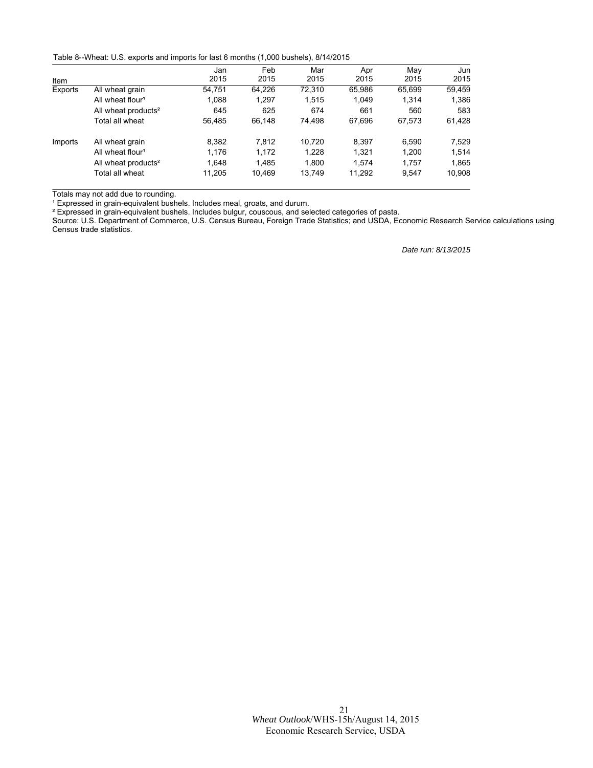Table 8--Wheat: U.S. exports and imports for last 6 months (1,000 bushels), 8/14/2015

| Item | | Jan 2015 | Feb 2015 | Mar 2015 | Apr 2015 | May 2015 | Jun 2015 |
|---|---|---|---|---|---|---|---|
| Exports | All wheat grain | 54,751 | 64,226 | 72,310 | 65,986 | 65,699 | 59,459 |
| | All wheat flour[1] | 1,088 | 1,297 | 1,515 | 1,049 | 1,314 | 1,386 |
| | All wheat products[2] | 645 | 625 | 674 | 661 | 560 | 583 |
| | Total all wheat | 56,485 | 66,148 | 74,498 | 67,696 | 67,573 | 61,428 |
| Imports | All wheat grain | 8,382 | 7,812 | 10,720 | 8,397 | 6,590 | 7,529 |
| | All wheat flour[1] | 1,176 | 1,172 | 1,228 | 1,321 | 1,200 | 1,514 |
| | All wheat products[2] | 1,648 | 1,485 | 1,800 | 1,574 | 1,757 | 1,865 |
| | Total all wheat | 11,205 | 10,469 | 13,749 | 11,292 | 9,547 | 10,908 |

Totals may not add due to rounding.

[1] Expressed in grain-equivalent bushels. Includes meal, groats, and durum.

[2] Expressed in grain-equivalent bushels. Includes bulgur, couscous, and selected categories of pasta.

Source: U.S. Department of Commerce, U.S. Census Bureau, Foreign Trade Statistics; and USDA, Economic Research Service calculations using Census trade statistics.

*Date run: 8/13/2015*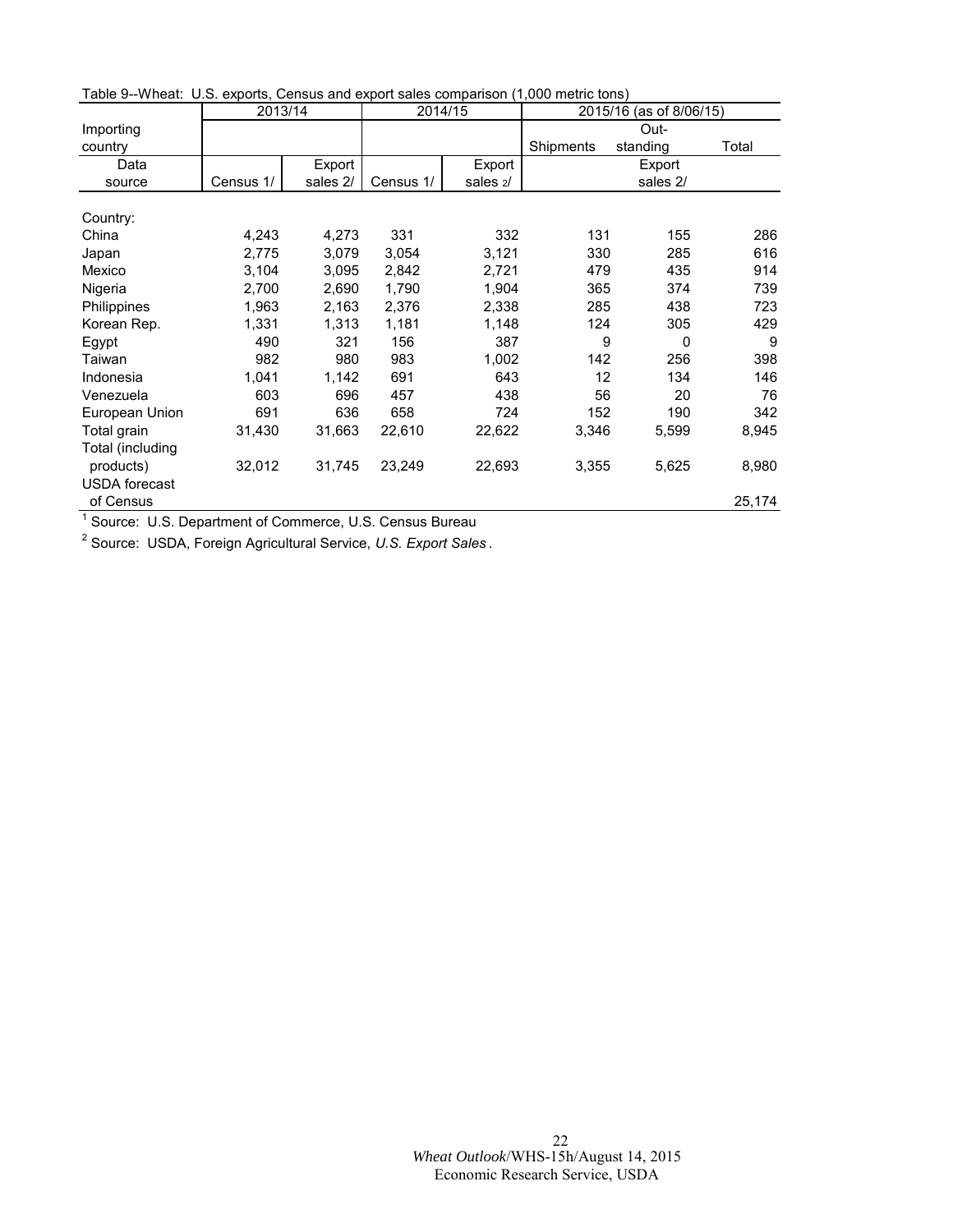Table 9--Wheat: U.S. exports, Census and export sales comparison (1,000 metric tons)

| | 2013/14 | | 2014/15 | | 2015/16 (as of 8/06/15) | | |
|---|---|---|---|---|---|---|---|
| Importing country | | | | | Shipments | Out-standing | Total |
| Data source | Census 1/ | Export sales 2/ | Census 1/ | Export sales 2/ | Export sales 2/ | | |
| Country: | | | | | | | |
| China | 4,243 | 4,273 | 331 | 332 | 131 | 155 | 286 |
| Japan | 2,775 | 3,079 | 3,054 | 3,121 | 330 | 285 | 616 |
| Mexico | 3,104 | 3,095 | 2,842 | 2,721 | 479 | 435 | 914 |
| Nigeria | 2,700 | 2,690 | 1,790 | 1,904 | 365 | 374 | 739 |
| Philippines | 1,963 | 2,163 | 2,376 | 2,338 | 285 | 438 | 723 |
| Korean Rep. | 1,331 | 1,313 | 1,181 | 1,148 | 124 | 305 | 429 |
| Egypt | 490 | 321 | 156 | 387 | 9 | 0 | 9 |
| Taiwan | 982 | 980 | 983 | 1,002 | 142 | 256 | 398 |
| Indonesia | 1,041 | 1,142 | 691 | 643 | 12 | 134 | 146 |
| Venezuela | 603 | 696 | 457 | 438 | 56 | 20 | 76 |
| European Union | 691 | 636 | 658 | 724 | 152 | 190 | 342 |
| Total grain | 31,430 | 31,663 | 22,610 | 22,622 | 3,346 | 5,599 | 8,945 |
| Total (including products) | 32,012 | 31,745 | 23,249 | 22,693 | 3,355 | 5,625 | 8,980 |
| USDA forecast of Census | | | | | | | 25,174 |

[1] Source: U.S. Department of Commerce, U.S. Census Bureau

[2] Source: USDA, Foreign Agricultural Service, *U.S. Export Sales*.